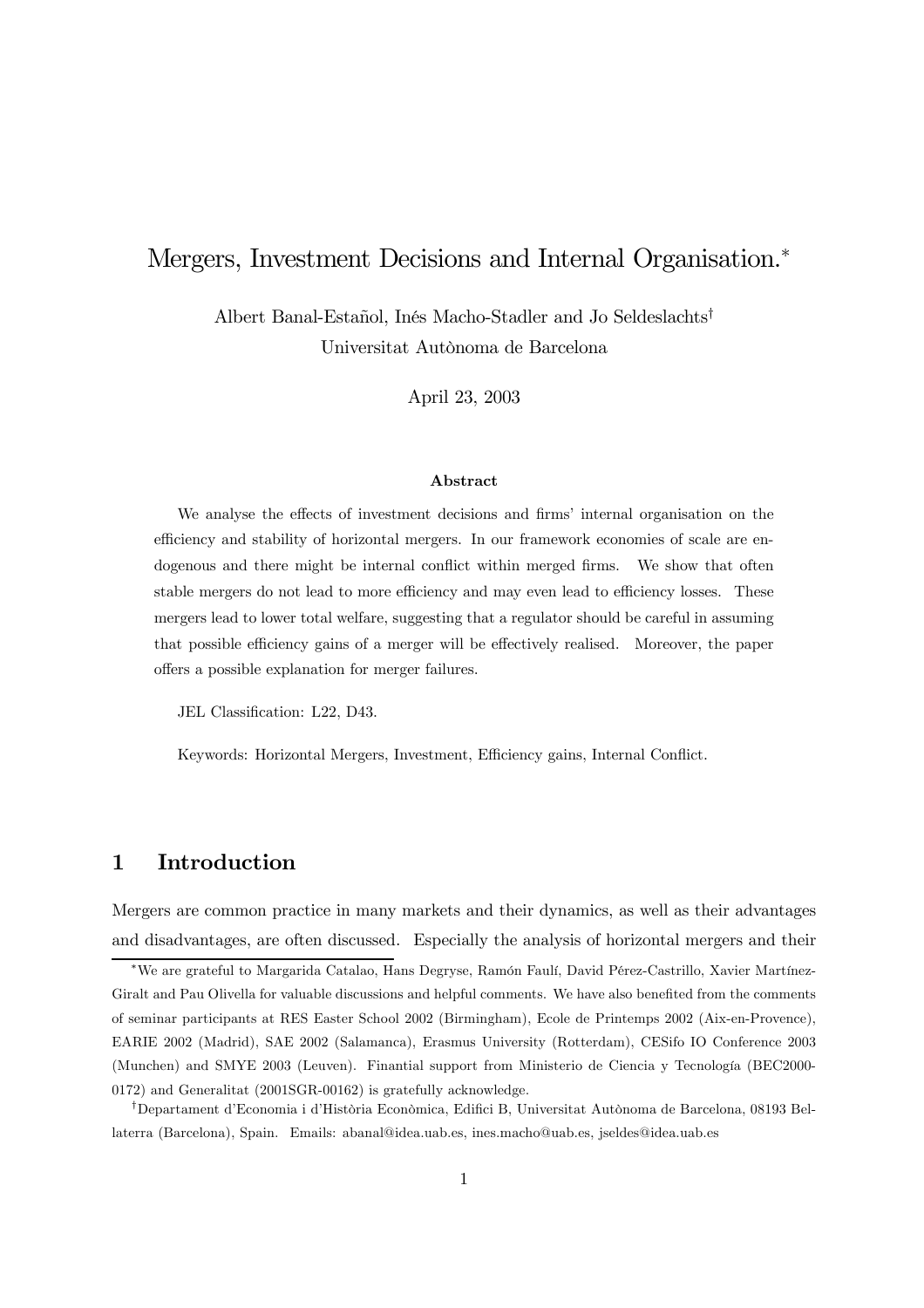# Mergers, Investment Decisions and Internal Organisation.*

Albert Banal-Estañol, Inés Macho-Stadler and Jo Seldeslachts†
Universitat Autònoma de Barcelona

April 23, 2003

#### Abstract

We analyse the effects of investment decisions and firms' internal organisation on the efficiency and stability of horizontal mergers. In our framework economies of scale are endogenous and there might be internal conflict within merged firms. We show that often stable mergers do not lead to more efficiency and may even lead to efficiency losses. These mergers lead to lower total welfare, suggesting that a regulator should be careful in assuming that possible efficiency gains of a merger will be effectively realised. Moreover, the paper offers a possible explanation for merger failures.

JEL Classification: L22, D43.

Keywords: Horizontal Mergers, Investment, Efficiency gains, Internal Conflict.

## 1 Introduction

Mergers are common practice in many markets and their dynamics, as well as their advantages and disadvantages, are often discussed. Especially the analysis of horizontal mergers and their

---

*We are grateful to Margarida Catalao, Hans Degryse, Ramón Faulí, David Pérez-Castrillo, Xavier Martínez-Giralt and Pau Olivella for valuable discussions and helpful comments. We have also benefited from the comments of seminar participants at RES Easter School 2002 (Birmingham), Ecole de Printemps 2002 (Aix-en-Provence), EARIE 2002 (Madrid), SAE 2002 (Salamanca), Erasmus University (Rotterdam), CESifo IO Conference 2003 (Munchen) and SMYE 2003 (Leuven). Finantial support from Ministerio de Ciencia y Tecnología (BEC2000-0172) and Generalitat (2001SGR-00162) is gratefully acknowledge.

†Departament d'Economia i d'Història Econòmica, Edifici B, Universitat Autònoma de Barcelona, 08193 Bellaterra (Barcelona), Spain. Emails: abanal@idea.uab.es, ines.macho@uab.es, jseldes@idea.uab.es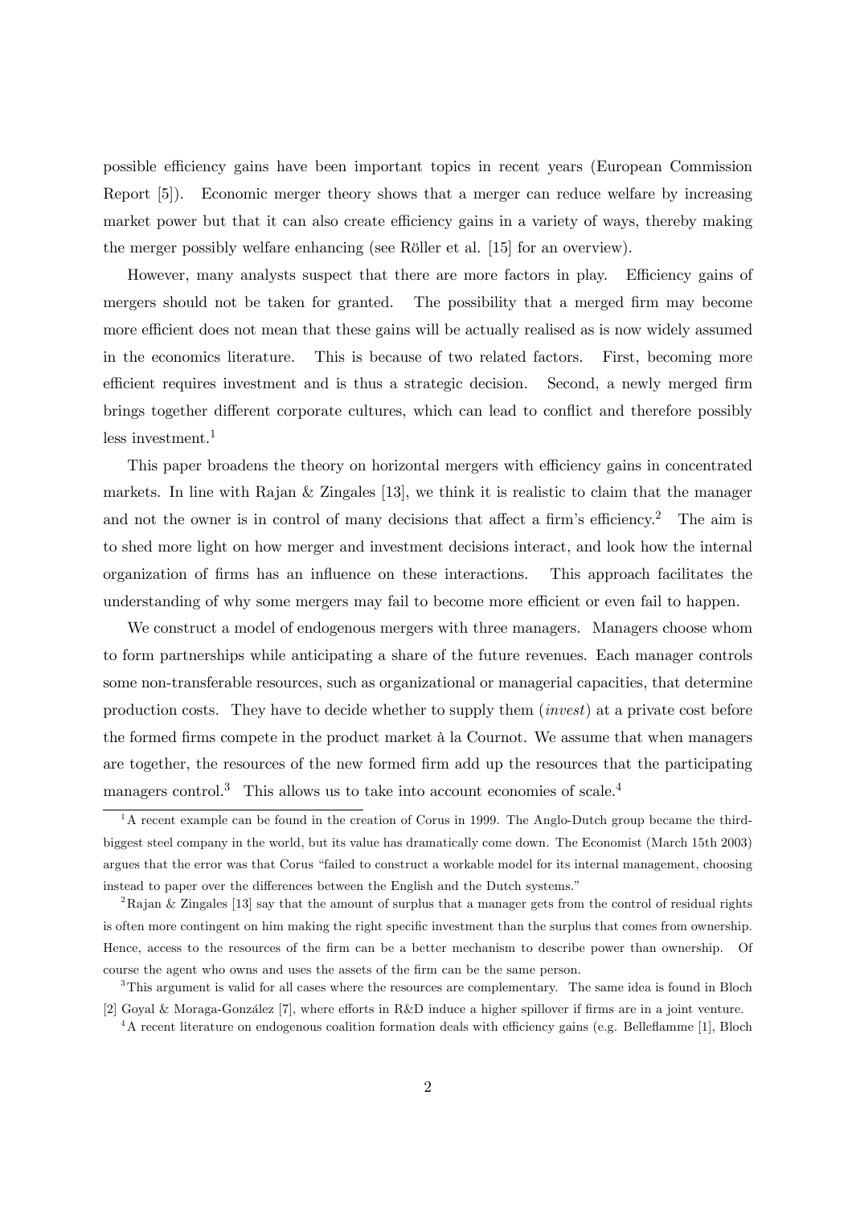possible efficiency gains have been important topics in recent years (European Commission Report [5]). Economic merger theory shows that a merger can reduce welfare by increasing market power but that it can also create efficiency gains in a variety of ways, thereby making the merger possibly welfare enhancing (see Röller et al. [15] for an overview).

However, many analysts suspect that there are more factors in play. Efficiency gains of mergers should not be taken for granted. The possibility that a merged firm may become more efficient does not mean that these gains will be actually realised as is now widely assumed in the economics literature. This is because of two related factors. First, becoming more efficient requires investment and is thus a strategic decision. Second, a newly merged firm brings together different corporate cultures, which can lead to conflict and therefore possibly less investment.[1]

This paper broadens the theory on horizontal mergers with efficiency gains in concentrated markets. In line with Rajan & Zingales [13], we think it is realistic to claim that the manager and not the owner is in control of many decisions that affect a firm's efficiency.[2] The aim is to shed more light on how merger and investment decisions interact, and look how the internal organization of firms has an influence on these interactions. This approach facilitates the understanding of why some mergers may fail to become more efficient or even fail to happen.

We construct a model of endogenous mergers with three managers. Managers choose whom to form partnerships while anticipating a share of the future revenues. Each manager controls some non-transferable resources, such as organizational or managerial capacities, that determine production costs. They have to decide whether to supply them (*invest*) at a private cost before the formed firms compete in the product market à la Cournot. We assume that when managers are together, the resources of the new formed firm add up the resources that the participating managers control.[3] This allows us to take into account economies of scale.[4]

[1] A recent example can be found in the creation of Corus in 1999. The Anglo-Dutch group became the third-biggest steel company in the world, but its value has dramatically come down. The Economist (March 15th 2003) argues that the error was that Corus "failed to construct a workable model for its internal management, choosing instead to paper over the differences between the English and the Dutch systems."

[2] Rajan & Zingales [13] say that the amount of surplus that a manager gets from the control of residual rights is often more contingent on him making the right specific investment than the surplus that comes from ownership. Hence, access to the resources of the firm can be a better mechanism to describe power than ownership. Of course the agent who owns and uses the assets of the firm can be the same person.

[3] This argument is valid for all cases where the resources are complementary. The same idea is found in Bloch [2] Goyal & Moraga-González [7], where efforts in R&D induce a higher spillover if firms are in a joint venture.

[4] A recent literature on endogenous coalition formation deals with efficiency gains (e.g. Belleflamme [1], Bloch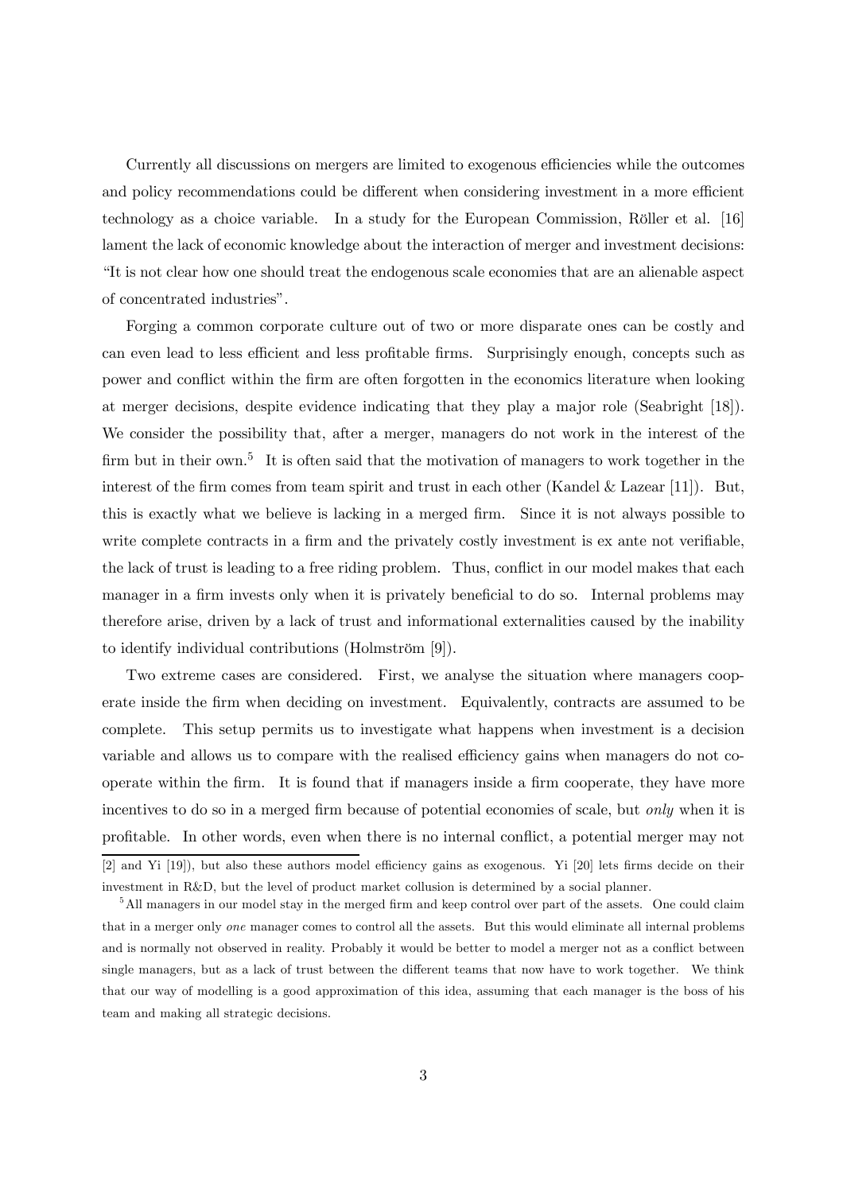Currently all discussions on mergers are limited to exogenous efficiencies while the outcomes and policy recommendations could be different when considering investment in a more efficient technology as a choice variable. In a study for the European Commission, Röller et al. [16] lament the lack of economic knowledge about the interaction of merger and investment decisions: "It is not clear how one should treat the endogenous scale economies that are an alienable aspect of concentrated industries".

Forging a common corporate culture out of two or more disparate ones can be costly and can even lead to less efficient and less profitable firms. Surprisingly enough, concepts such as power and conflict within the firm are often forgotten in the economics literature when looking at merger decisions, despite evidence indicating that they play a major role (Seabright [18]). We consider the possibility that, after a merger, managers do not work in the interest of the firm but in their own.[5] It is often said that the motivation of managers to work together in the interest of the firm comes from team spirit and trust in each other (Kandel & Lazear [11]). But, this is exactly what we believe is lacking in a merged firm. Since it is not always possible to write complete contracts in a firm and the privately costly investment is ex ante not verifiable, the lack of trust is leading to a free riding problem. Thus, conflict in our model makes that each manager in a firm invests only when it is privately beneficial to do so. Internal problems may therefore arise, driven by a lack of trust and informational externalities caused by the inability to identify individual contributions (Holmström [9]).

Two extreme cases are considered. First, we analyse the situation where managers cooperate inside the firm when deciding on investment. Equivalently, contracts are assumed to be complete. This setup permits us to investigate what happens when investment is a decision variable and allows us to compare with the realised efficiency gains when managers do not cooperate within the firm. It is found that if managers inside a firm cooperate, they have more incentives to do so in a merged firm because of potential economies of scale, but *only* when it is profitable. In other words, even when there is no internal conflict, a potential merger may not

[2] and Yi [19]), but also these authors model efficiency gains as exogenous. Yi [20] lets firms decide on their investment in R&D, but the level of product market collusion is determined by a social planner.

[5] All managers in our model stay in the merged firm and keep control over part of the assets. One could claim that in a merger only *one* manager comes to control all the assets. But this would eliminate all internal problems and is normally not observed in reality. Probably it would be better to model a merger not as a conflict between single managers, but as a lack of trust between the different teams that now have to work together. We think that our way of modelling is a good approximation of this idea, assuming that each manager is the boss of his team and making all strategic decisions.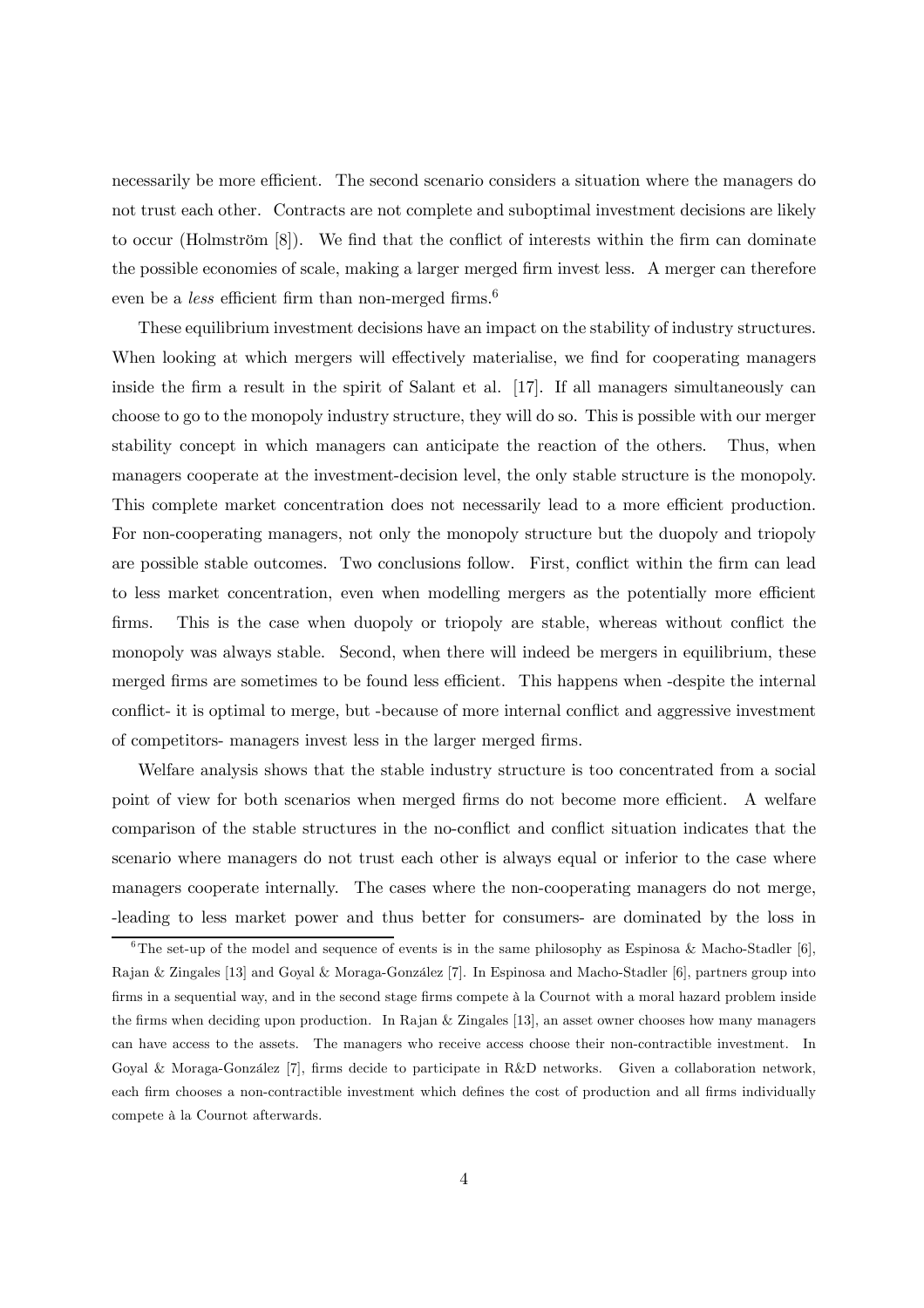necessarily be more efficient. The second scenario considers a situation where the managers do not trust each other. Contracts are not complete and suboptimal investment decisions are likely to occur (Holmström [8]). We find that the conflict of interests within the firm can dominate the possible economies of scale, making a larger merged firm invest less. A merger can therefore even be a *less* efficient firm than non-merged firms.[6]

These equilibrium investment decisions have an impact on the stability of industry structures. When looking at which mergers will effectively materialise, we find for cooperating managers inside the firm a result in the spirit of Salant et al. [17]. If all managers simultaneously can choose to go to the monopoly industry structure, they will do so. This is possible with our merger stability concept in which managers can anticipate the reaction of the others. Thus, when managers cooperate at the investment-decision level, the only stable structure is the monopoly. This complete market concentration does not necessarily lead to a more efficient production. For non-cooperating managers, not only the monopoly structure but the duopoly and triopoly are possible stable outcomes. Two conclusions follow. First, conflict within the firm can lead to less market concentration, even when modelling mergers as the potentially more efficient firms. This is the case when duopoly or triopoly are stable, whereas without conflict the monopoly was always stable. Second, when there will indeed be mergers in equilibrium, these merged firms are sometimes to be found less efficient. This happens when -despite the internal conflict- it is optimal to merge, but -because of more internal conflict and aggressive investment of competitors- managers invest less in the larger merged firms.

Welfare analysis shows that the stable industry structure is too concentrated from a social point of view for both scenarios when merged firms do not become more efficient. A welfare comparison of the stable structures in the no-conflict and conflict situation indicates that the scenario where managers do not trust each other is always equal or inferior to the case where managers cooperate internally. The cases where the non-cooperating managers do not merge, -leading to less market power and thus better for consumers- are dominated by the loss in

[6] The set-up of the model and sequence of events is in the same philosophy as Espinosa & Macho-Stadler [6], Rajan & Zingales [13] and Goyal & Moraga-González [7]. In Espinosa and Macho-Stadler [6], partners group into firms in a sequential way, and in the second stage firms compete à la Cournot with a moral hazard problem inside the firms when deciding upon production. In Rajan & Zingales [13], an asset owner chooses how many managers can have access to the assets. The managers who receive access choose their non-contractible investment. In Goyal & Moraga-González [7], firms decide to participate in R&D networks. Given a collaboration network, each firm chooses a non-contractible investment which defines the cost of production and all firms individually compete à la Cournot afterwards.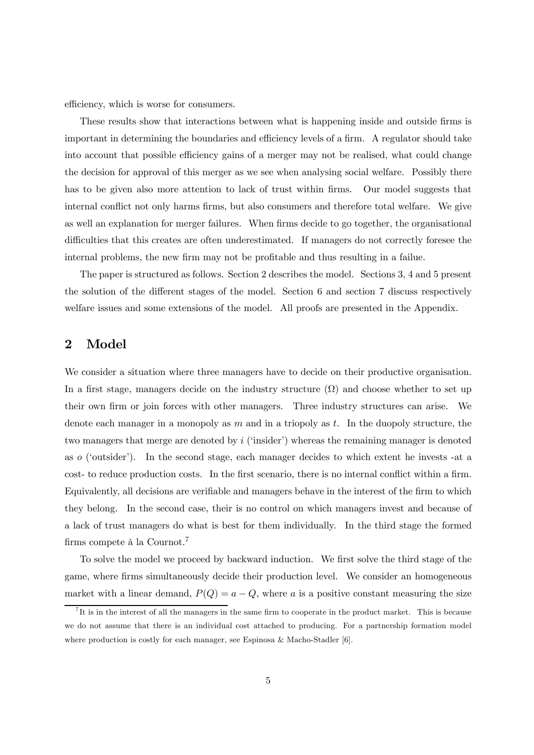efficiency, which is worse for consumers.

These results show that interactions between what is happening inside and outside firms is important in determining the boundaries and efficiency levels of a firm. A regulator should take into account that possible efficiency gains of a merger may not be realised, what could change the decision for approval of this merger as we see when analysing social welfare. Possibly there has to be given also more attention to lack of trust within firms. Our model suggests that internal conflict not only harms firms, but also consumers and therefore total welfare. We give as well an explanation for merger failures. When firms decide to go together, the organisational difficulties that this creates are often underestimated. If managers do not correctly foresee the internal problems, the new firm may not be profitable and thus resulting in a failue.

The paper is structured as follows. Section 2 describes the model. Sections 3, 4 and 5 present the solution of the different stages of the model. Section 6 and section 7 discuss respectively welfare issues and some extensions of the model. All proofs are presented in the Appendix.

## 2 Model

We consider a situation where three managers have to decide on their productive organisation. In a first stage, managers decide on the industry structure ($\Omega$) and choose whether to set up their own firm or join forces with other managers. Three industry structures can arise. We denote each manager in a monopoly as $m$ and in a triopoly as $t$. In the duopoly structure, the two managers that merge are denoted by $i$ ('insider') whereas the remaining manager is denoted as $o$ ('outsider'). In the second stage, each manager decides to which extent he invests -at a cost- to reduce production costs. In the first scenario, there is no internal conflict within a firm. Equivalently, all decisions are verifiable and managers behave in the interest of the firm to which they belong. In the second case, their is no control on which managers invest and because of a lack of trust managers do what is best for them individually. In the third stage the formed firms compete à la Cournot.[7]

To solve the model we proceed by backward induction. We first solve the third stage of the game, where firms simultaneously decide their production level. We consider an homogeneous market with a linear demand, $P(Q) = a - Q$, where $a$ is a positive constant measuring the size

[7] It is in the interest of all the managers in the same firm to cooperate in the product market. This is because we do not assume that there is an individual cost attached to producing. For a partnership formation model where production is costly for each manager, see Espinosa & Macho-Stadler [6].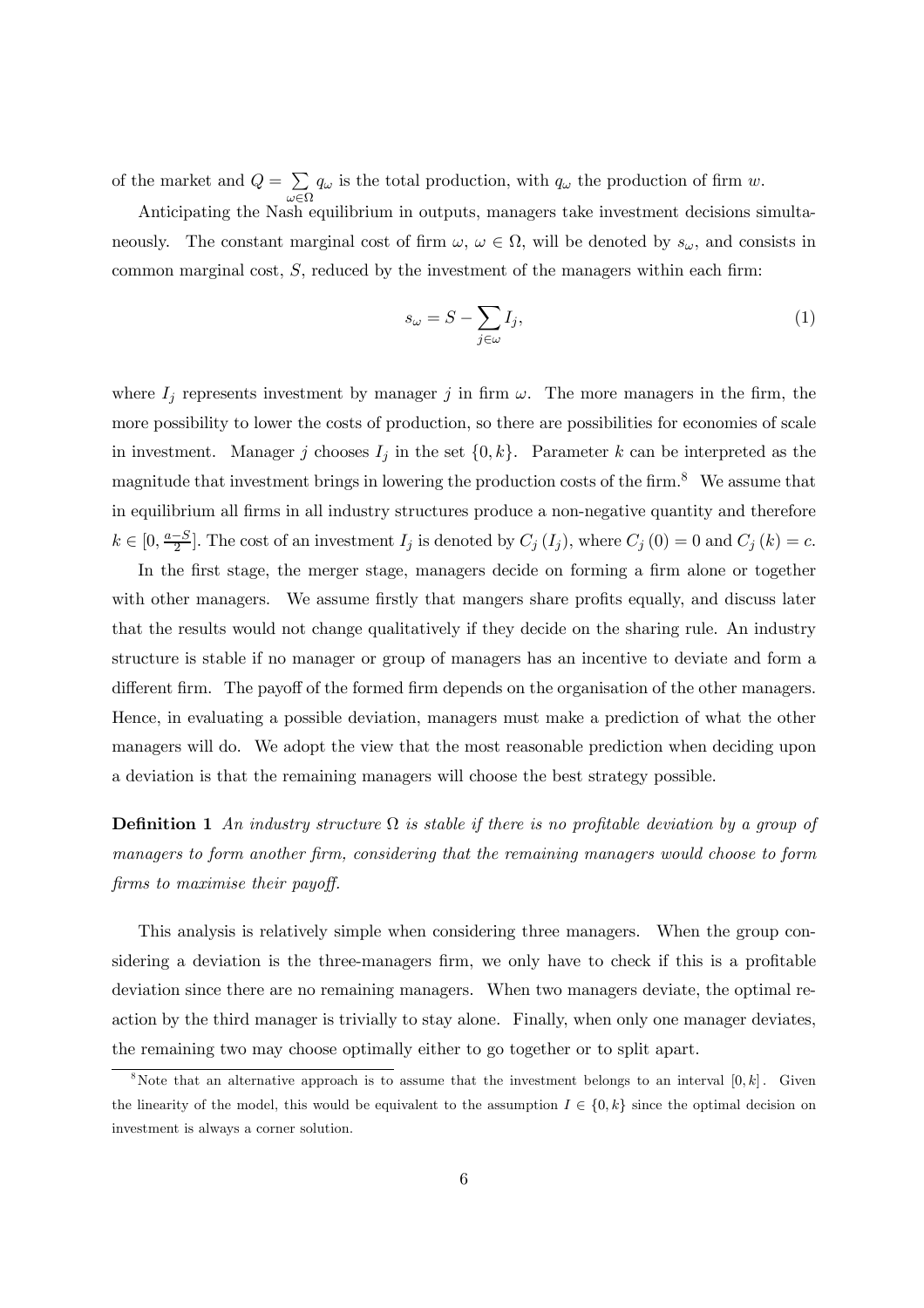of the market and $Q = \sum_{\omega \in \Omega} q_\omega$ is the total production, with $q_\omega$ the production of firm $w$.

Anticipating the Nash equilibrium in outputs, managers take investment decisions simultaneously. The constant marginal cost of firm $\omega$, $\omega \in \Omega$, will be denoted by $s_\omega$, and consists in common marginal cost, $S$, reduced by the investment of the managers within each firm:

$$s_\omega = S - \sum_{j \in \omega} I_j, \tag{1}$$

where $I_j$ represents investment by manager $j$ in firm $\omega$. The more managers in the firm, the more possibility to lower the costs of production, so there are possibilities for economies of scale in investment. Manager $j$ chooses $I_j$ in the set $\{0, k\}$. Parameter $k$ can be interpreted as the magnitude that investment brings in lowering the production costs of the firm.[8] We assume that in equilibrium all firms in all industry structures produce a non-negative quantity and therefore $k \in [0, \frac{a-S}{2}]$. The cost of an investment $I_j$ is denoted by $C_j(I_j)$, where $C_j(0) = 0$ and $C_j(k) = c$.

In the first stage, the merger stage, managers decide on forming a firm alone or together with other managers. We assume firstly that mangers share profits equally, and discuss later that the results would not change qualitatively if they decide on the sharing rule. An industry structure is stable if no manager or group of managers has an incentive to deviate and form a different firm. The payoff of the formed firm depends on the organisation of the other managers. Hence, in evaluating a possible deviation, managers must make a prediction of what the other managers will do. We adopt the view that the most reasonable prediction when deciding upon a deviation is that the remaining managers will choose the best strategy possible.

**Definition 1** *An industry structure $\Omega$ is stable if there is no profitable deviation by a group of managers to form another firm, considering that the remaining managers would choose to form firms to maximise their payoff.*

This analysis is relatively simple when considering three managers. When the group considering a deviation is the three-managers firm, we only have to check if this is a profitable deviation since there are no remaining managers. When two managers deviate, the optimal reaction by the third manager is trivially to stay alone. Finally, when only one manager deviates, the remaining two may choose optimally either to go together or to split apart.

---

[8] Note that an alternative approach is to assume that the investment belongs to an interval $[0, k]$. Given the linearity of the model, this would be equivalent to the assumption $I \in \{0, k\}$ since the optimal decision on investment is always a corner solution.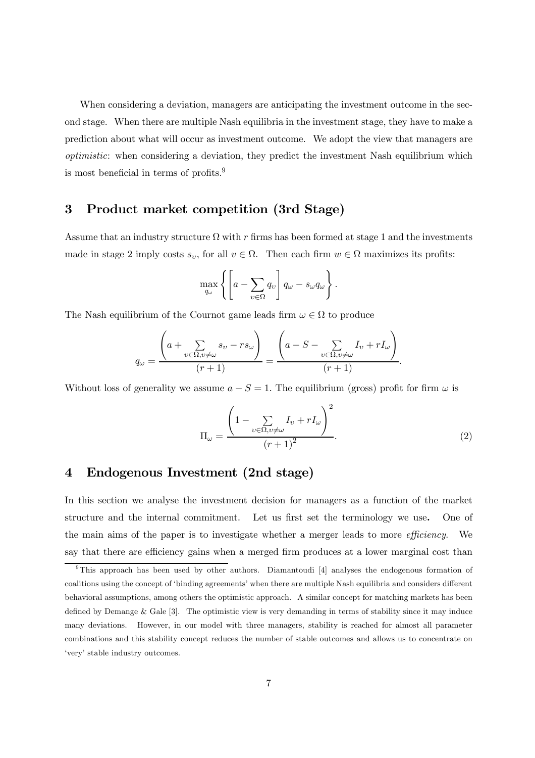When considering a deviation, managers are anticipating the investment outcome in the second stage. When there are multiple Nash equilibria in the investment stage, they have to make a prediction about what will occur as investment outcome. We adopt the view that managers are *optimistic*: when considering a deviation, they predict the investment Nash equilibrium which is most beneficial in terms of profits.[9]

## 3 Product market competition (3rd Stage)

Assume that an industry structure $\Omega$ with $r$ firms has been formed at stage 1 and the investments made in stage 2 imply costs $s_{\upsilon}$, for all $\upsilon \in \Omega$. Then each firm $w \in \Omega$ maximizes its profits:

$$\max_{q_{\omega}} \left\{ \left[ a - \sum_{\upsilon \in \Omega} q_{\upsilon} \right] q_{\omega} - s_{\omega} q_{\omega} \right\}.$$

The Nash equilibrium of the Cournot game leads firm $\omega \in \Omega$ to produce

$$q_{\omega} = \frac{\left( a + \sum\limits_{\upsilon \in \Omega, \upsilon \neq \omega} s_{\upsilon} - r s_{\omega} \right)}{(r+1)} = \frac{\left( a - S - \sum\limits_{\upsilon \in \Omega, \upsilon \neq \omega} I_{\upsilon} + r I_{\omega} \right)}{(r+1)}.$$

Without loss of generality we assume $a - S = 1$. The equilibrium (gross) profit for firm $\omega$ is

$$\Pi_{\omega} = \frac{\left( 1 - \sum\limits_{\upsilon \in \Omega, \upsilon \neq \omega} I_{\upsilon} + r I_{\omega} \right)^2}{(r+1)^2}. \tag{2}$$

## 4 Endogenous Investment (2nd stage)

In this section we analyse the investment decision for managers as a function of the market structure and the internal commitment. Let us first set the terminology we use**.** One of the main aims of the paper is to investigate whether a merger leads to more *efficiency*. We say that there are efficiency gains when a merged firm produces at a lower marginal cost than

[9] This approach has been used by other authors. Diamantoudi [4] analyses the endogenous formation of coalitions using the concept of 'binding agreements' when there are multiple Nash equilibria and considers different behavioral assumptions, among others the optimistic approach. A similar concept for matching markets has been defined by Demange & Gale [3]. The optimistic view is very demanding in terms of stability since it may induce many deviations. However, in our model with three managers, stability is reached for almost all parameter combinations and this stability concept reduces the number of stable outcomes and allows us to concentrate on 'very' stable industry outcomes.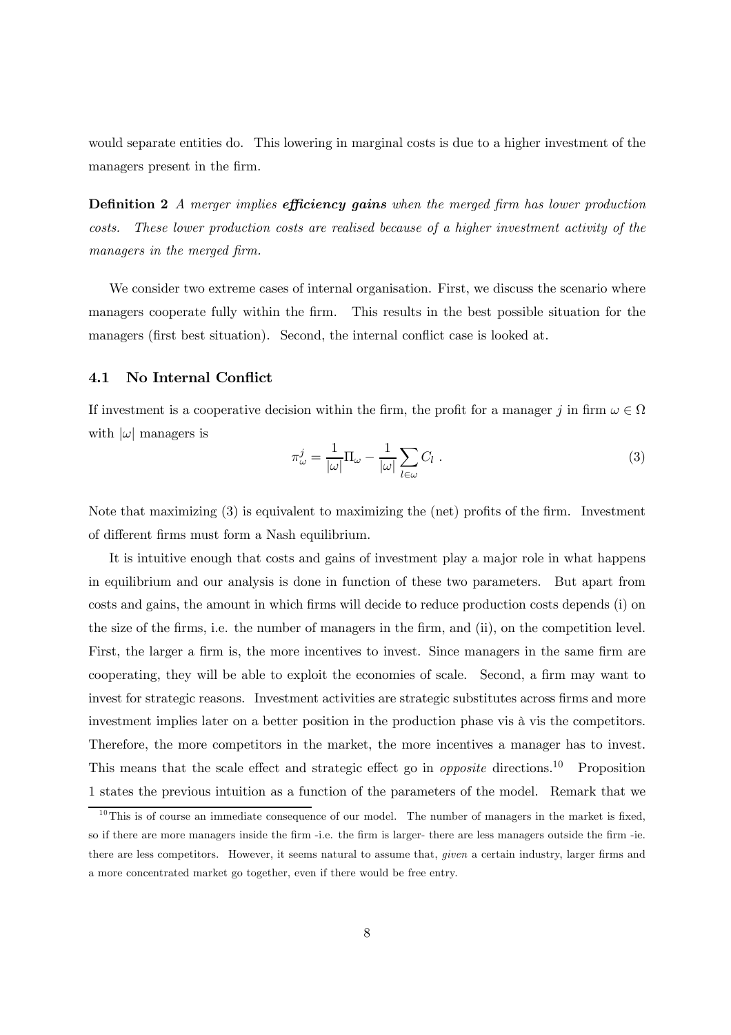would separate entities do. This lowering in marginal costs is due to a higher investment of the managers present in the firm.

**Definition 2** *A merger implies* ***efficiency gains*** *when the merged firm has lower production costs. These lower production costs are realised because of a higher investment activity of the managers in the merged firm.*

We consider two extreme cases of internal organisation. First, we discuss the scenario where managers cooperate fully within the firm. This results in the best possible situation for the managers (first best situation). Second, the internal conflict case is looked at.

### 4.1 No Internal Conflict

If investment is a cooperative decision within the firm, the profit for a manager $j$ in firm $\omega \in \Omega$ with $|\omega|$ managers is

$$\pi_{\omega}^{j} = \frac{1}{|\omega|}\Pi_{\omega} - \frac{1}{|\omega|}\sum_{l \in \omega} C_l \ . \tag{3}$$

Note that maximizing (3) is equivalent to maximizing the (net) profits of the firm. Investment of different firms must form a Nash equilibrium.

It is intuitive enough that costs and gains of investment play a major role in what happens in equilibrium and our analysis is done in function of these two parameters. But apart from costs and gains, the amount in which firms will decide to reduce production costs depends (i) on the size of the firms, i.e. the number of managers in the firm, and (ii), on the competition level. First, the larger a firm is, the more incentives to invest. Since managers in the same firm are cooperating, they will be able to exploit the economies of scale. Second, a firm may want to invest for strategic reasons. Investment activities are strategic substitutes across firms and more investment implies later on a better position in the production phase vis à vis the competitors. Therefore, the more competitors in the market, the more incentives a manager has to invest. This means that the scale effect and strategic effect go in *opposite* directions.[10] Proposition 1 states the previous intuition as a function of the parameters of the model. Remark that we

[10] This is of course an immediate consequence of our model. The number of managers in the market is fixed, so if there are more managers inside the firm -i.e. the firm is larger- there are less managers outside the firm -ie. there are less competitors. However, it seems natural to assume that, *given* a certain industry, larger firms and a more concentrated market go together, even if there would be free entry.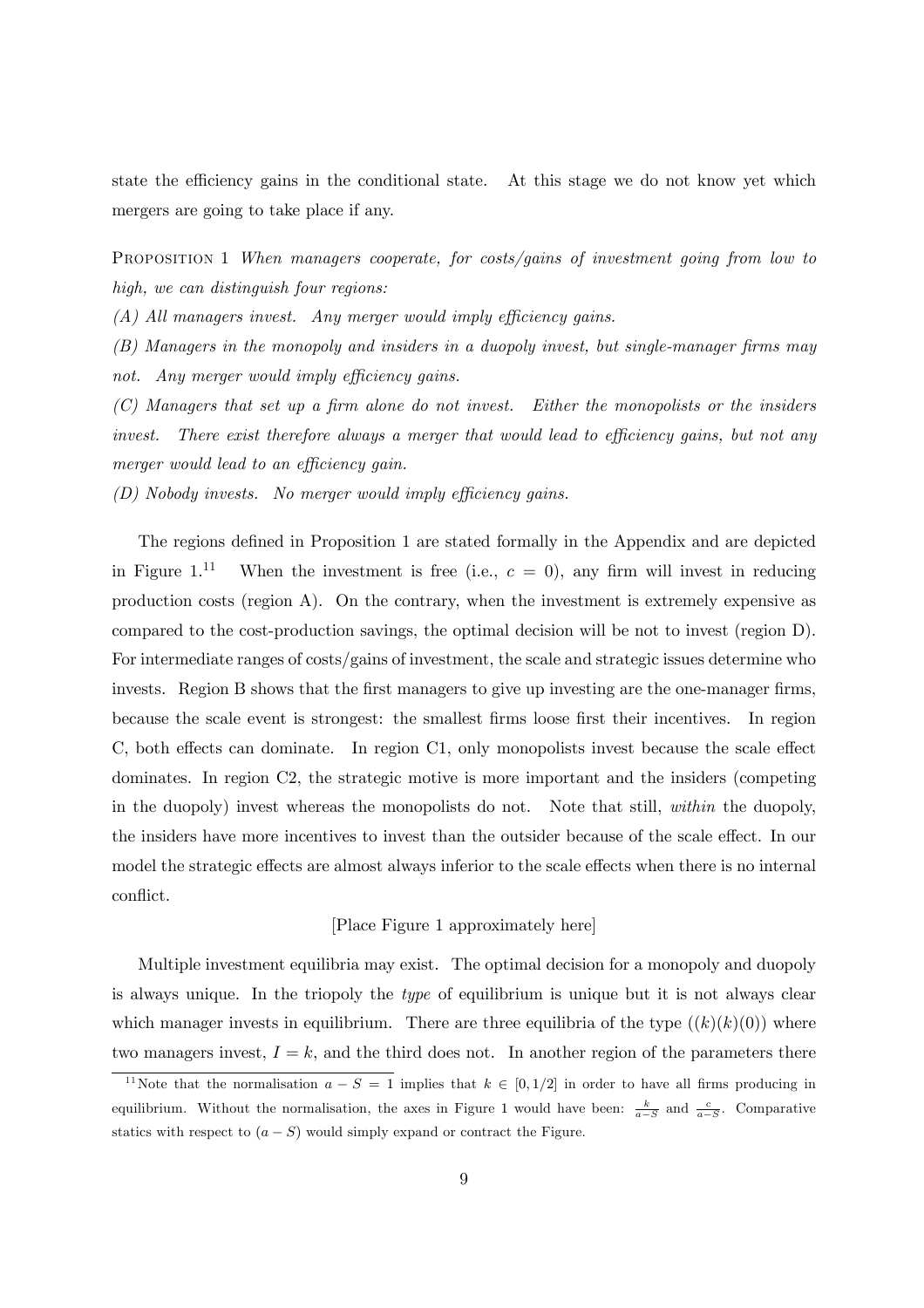state the efficiency gains in the conditional state. At this stage we do not know yet which mergers are going to take place if any.

PROPOSITION 1 *When managers cooperate, for costs/gains of investment going from low to high, we can distinguish four regions:*

*(A) All managers invest. Any merger would imply efficiency gains.*

*(B) Managers in the monopoly and insiders in a duopoly invest, but single-manager firms may not. Any merger would imply efficiency gains.*

*(C) Managers that set up a firm alone do not invest. Either the monopolists or the insiders invest. There exist therefore always a merger that would lead to efficiency gains, but not any merger would lead to an efficiency gain.*

*(D) Nobody invests. No merger would imply efficiency gains.*

The regions defined in Proposition 1 are stated formally in the Appendix and are depicted in Figure 1.[11] When the investment is free (i.e., $c = 0$), any firm will invest in reducing production costs (region A). On the contrary, when the investment is extremely expensive as compared to the cost-production savings, the optimal decision will be not to invest (region D). For intermediate ranges of costs/gains of investment, the scale and strategic issues determine who invests. Region B shows that the first managers to give up investing are the one-manager firms, because the scale event is strongest: the smallest firms loose first their incentives. In region C, both effects can dominate. In region C1, only monopolists invest because the scale effect dominates. In region C2, the strategic motive is more important and the insiders (competing in the duopoly) invest whereas the monopolists do not. Note that still, *within* the duopoly, the insiders have more incentives to invest than the outsider because of the scale effect. In our model the strategic effects are almost always inferior to the scale effects when there is no internal conflict.

[Place Figure 1 approximately here]

Multiple investment equilibria may exist. The optimal decision for a monopoly and duopoly is always unique. In the triopoly the *type* of equilibrium is unique but it is not always clear which manager invests in equilibrium. There are three equilibria of the type $((k)(k)(0))$ where two managers invest, $I = k$, and the third does not. In another region of the parameters there

[11] Note that the normalisation $a - S = 1$ implies that $k \in [0, 1/2]$ in order to have all firms producing in equilibrium. Without the normalisation, the axes in Figure 1 would have been: $\frac{k}{a-S}$ and $\frac{c}{a-S}$. Comparative statics with respect to $(a - S)$ would simply expand or contract the Figure.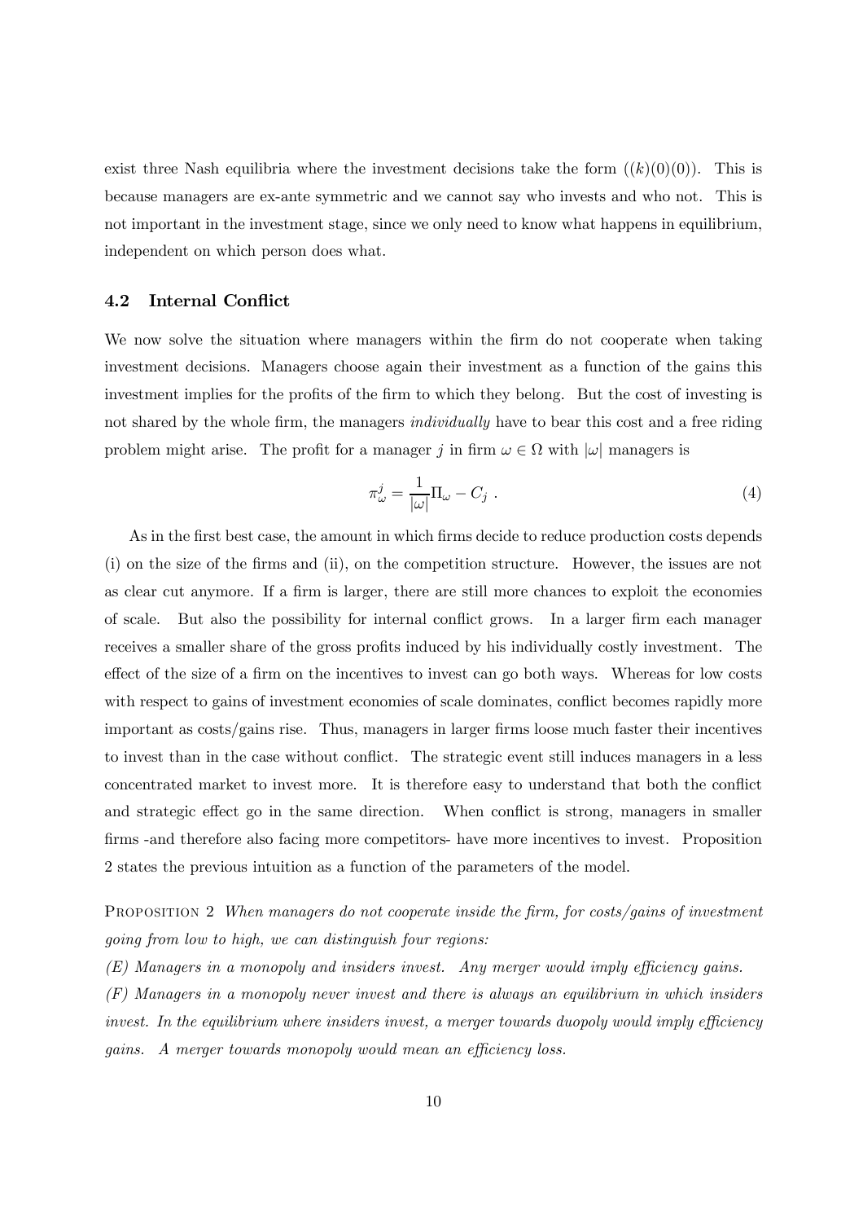exist three Nash equilibria where the investment decisions take the form $((k)(0)(0))$. This is because managers are ex-ante symmetric and we cannot say who invests and who not. This is not important in the investment stage, since we only need to know what happens in equilibrium, independent on which person does what.

### 4.2 Internal Conflict

We now solve the situation where managers within the firm do not cooperate when taking investment decisions. Managers choose again their investment as a function of the gains this investment implies for the profits of the firm to which they belong. But the cost of investing is not shared by the whole firm, the managers *individually* have to bear this cost and a free riding problem might arise. The profit for a manager $j$ in firm $\omega \in \Omega$ with $|\omega|$ managers is

$$\pi_{\omega}^{j} = \frac{1}{|\omega|}\Pi_{\omega} - C_j \ . \tag{4}$$

As in the first best case, the amount in which firms decide to reduce production costs depends (i) on the size of the firms and (ii), on the competition structure. However, the issues are not as clear cut anymore. If a firm is larger, there are still more chances to exploit the economies of scale. But also the possibility for internal conflict grows. In a larger firm each manager receives a smaller share of the gross profits induced by his individually costly investment. The effect of the size of a firm on the incentives to invest can go both ways. Whereas for low costs with respect to gains of investment economies of scale dominates, conflict becomes rapidly more important as costs/gains rise. Thus, managers in larger firms loose much faster their incentives to invest than in the case without conflict. The strategic event still induces managers in a less concentrated market to invest more. It is therefore easy to understand that both the conflict and strategic effect go in the same direction. When conflict is strong, managers in smaller firms -and therefore also facing more competitors- have more incentives to invest. Proposition 2 states the previous intuition as a function of the parameters of the model.

Proposition 2 *When managers do not cooperate inside the firm, for costs/gains of investment going from low to high, we can distinguish four regions:*

*(E) Managers in a monopoly and insiders invest. Any merger would imply efficiency gains.*

*(F) Managers in a monopoly never invest and there is always an equilibrium in which insiders invest. In the equilibrium where insiders invest, a merger towards duopoly would imply efficiency gains. A merger towards monopoly would mean an efficiency loss.*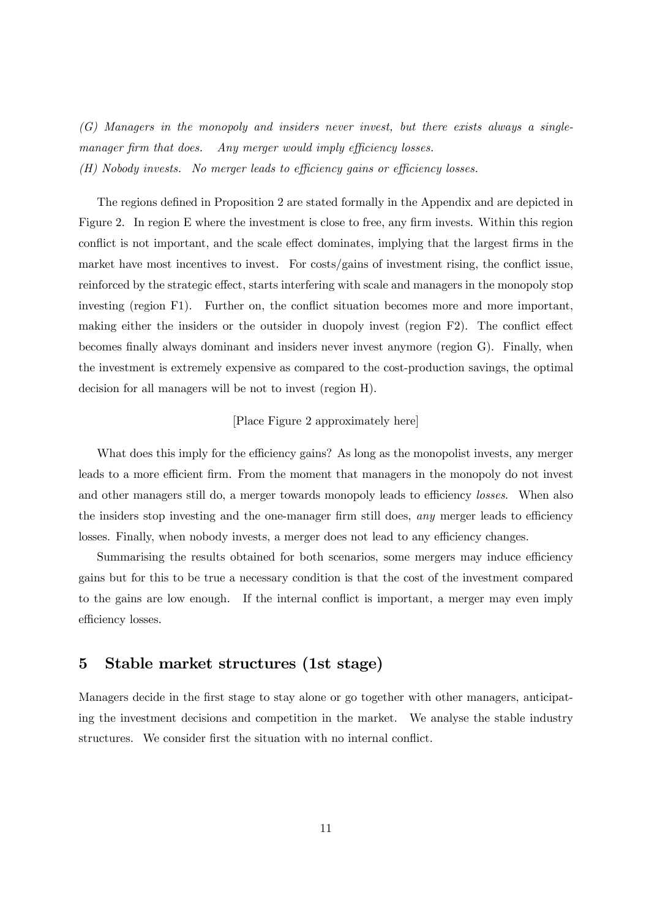*(G) Managers in the monopoly and insiders never invest, but there exists always a single-manager firm that does. Any merger would imply efficiency losses.*

*(H) Nobody invests. No merger leads to efficiency gains or efficiency losses.*

The regions defined in Proposition 2 are stated formally in the Appendix and are depicted in Figure 2. In region E where the investment is close to free, any firm invests. Within this region conflict is not important, and the scale effect dominates, implying that the largest firms in the market have most incentives to invest. For costs/gains of investment rising, the conflict issue, reinforced by the strategic effect, starts interfering with scale and managers in the monopoly stop investing (region F1). Further on, the conflict situation becomes more and more important, making either the insiders or the outsider in duopoly invest (region F2). The conflict effect becomes finally always dominant and insiders never invest anymore (region G). Finally, when the investment is extremely expensive as compared to the cost-production savings, the optimal decision for all managers will be not to invest (region H).

[Place Figure 2 approximately here]

What does this imply for the efficiency gains? As long as the monopolist invests, any merger leads to a more efficient firm. From the moment that managers in the monopoly do not invest and other managers still do, a merger towards monopoly leads to efficiency *losses*. When also the insiders stop investing and the one-manager firm still does, *any* merger leads to efficiency losses. Finally, when nobody invests, a merger does not lead to any efficiency changes.

Summarising the results obtained for both scenarios, some mergers may induce efficiency gains but for this to be true a necessary condition is that the cost of the investment compared to the gains are low enough. If the internal conflict is important, a merger may even imply efficiency losses.

## 5 Stable market structures (1st stage)

Managers decide in the first stage to stay alone or go together with other managers, anticipating the investment decisions and competition in the market. We analyse the stable industry structures. We consider first the situation with no internal conflict.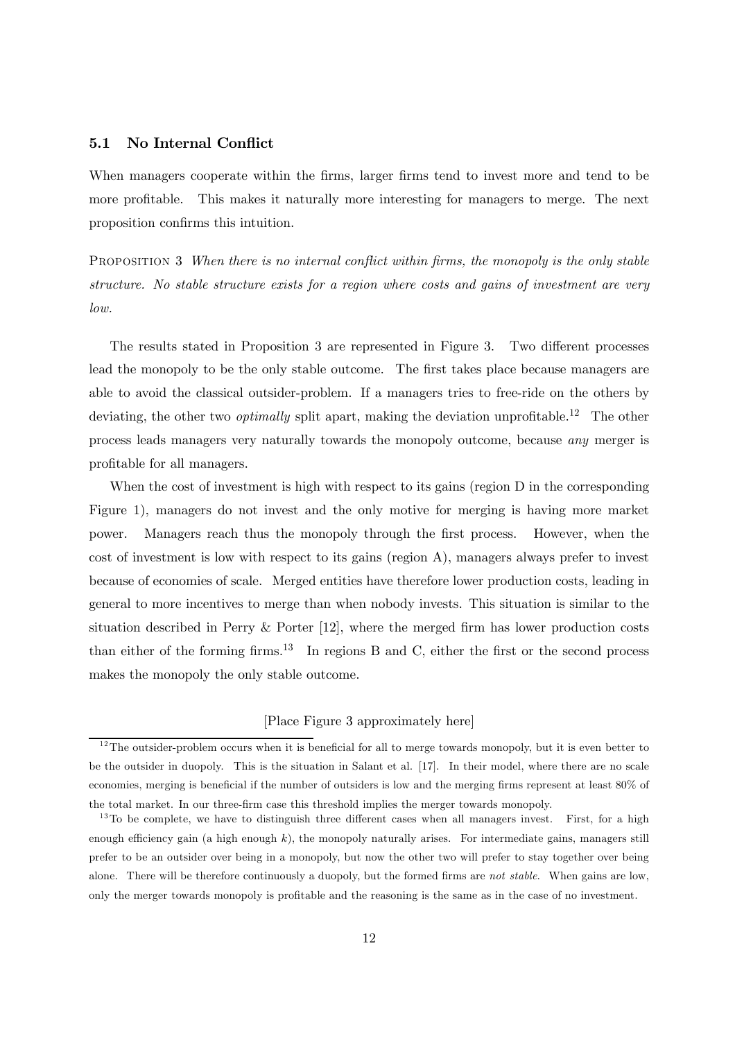### 5.1 No Internal Conflict

When managers cooperate within the firms, larger firms tend to invest more and tend to be more profitable. This makes it naturally more interesting for managers to merge. The next proposition confirms this intuition.

PROPOSITION 3 *When there is no internal conflict within firms, the monopoly is the only stable structure. No stable structure exists for a region where costs and gains of investment are very low.*

The results stated in Proposition 3 are represented in Figure 3. Two different processes lead the monopoly to be the only stable outcome. The first takes place because managers are able to avoid the classical outsider-problem. If a managers tries to free-ride on the others by deviating, the other two *optimally* split apart, making the deviation unprofitable.[12] The other process leads managers very naturally towards the monopoly outcome, because *any* merger is profitable for all managers.

When the cost of investment is high with respect to its gains (region D in the corresponding Figure 1), managers do not invest and the only motive for merging is having more market power. Managers reach thus the monopoly through the first process. However, when the cost of investment is low with respect to its gains (region A), managers always prefer to invest because of economies of scale. Merged entities have therefore lower production costs, leading in general to more incentives to merge than when nobody invests. This situation is similar to the situation described in Perry & Porter [12], where the merged firm has lower production costs than either of the forming firms.[13] In regions B and C, either the first or the second process makes the monopoly the only stable outcome.

[Place Figure 3 approximately here]

[12] The outsider-problem occurs when it is beneficial for all to merge towards monopoly, but it is even better to be the outsider in duopoly. This is the situation in Salant et al. [17]. In their model, where there are no scale economies, merging is beneficial if the number of outsiders is low and the merging firms represent at least 80% of the total market. In our three-firm case this threshold implies the merger towards monopoly.

[13] To be complete, we have to distinguish three different cases when all managers invest. First, for a high enough efficiency gain (a high enough $k$), the monopoly naturally arises. For intermediate gains, managers still prefer to be an outsider over being in a monopoly, but now the other two will prefer to stay together over being alone. There will be therefore continuously a duopoly, but the formed firms are *not stable*. When gains are low, only the merger towards monopoly is profitable and the reasoning is the same as in the case of no investment.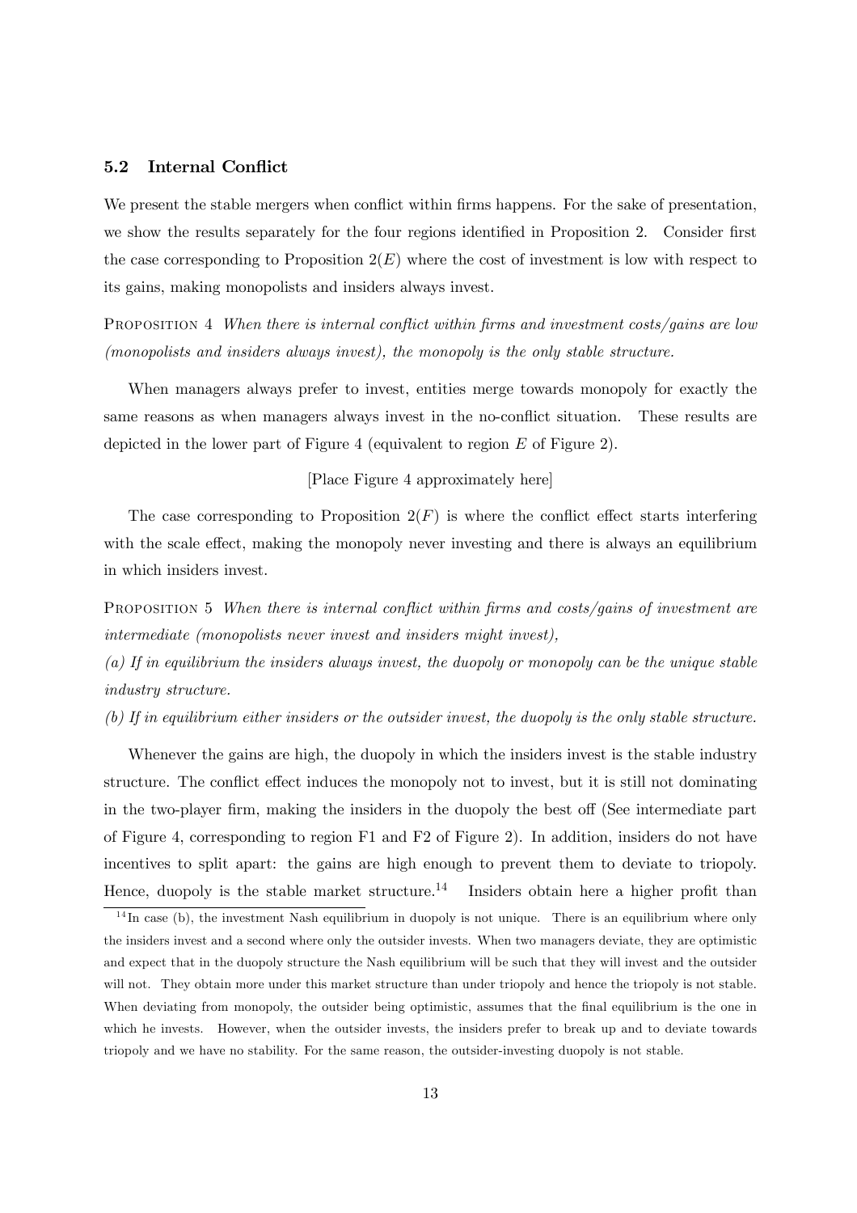### 5.2 Internal Conflict

We present the stable mergers when conflict within firms happens. For the sake of presentation, we show the results separately for the four regions identified in Proposition 2. Consider first the case corresponding to Proposition 2($E$) where the cost of investment is low with respect to its gains, making monopolists and insiders always invest.

Proposition 4 *When there is internal conflict within firms and investment costs/gains are low (monopolists and insiders always invest), the monopoly is the only stable structure.*

When managers always prefer to invest, entities merge towards monopoly for exactly the same reasons as when managers always invest in the no-conflict situation. These results are depicted in the lower part of Figure 4 (equivalent to region $E$ of Figure 2).

[Place Figure 4 approximately here]

The case corresponding to Proposition 2($F$) is where the conflict effect starts interfering with the scale effect, making the monopoly never investing and there is always an equilibrium in which insiders invest.

Proposition 5 *When there is internal conflict within firms and costs/gains of investment are intermediate (monopolists never invest and insiders might invest),*

*(a) If in equilibrium the insiders always invest, the duopoly or monopoly can be the unique stable industry structure.*

*(b) If in equilibrium either insiders or the outsider invest, the duopoly is the only stable structure.*

Whenever the gains are high, the duopoly in which the insiders invest is the stable industry structure. The conflict effect induces the monopoly not to invest, but it is still not dominating in the two-player firm, making the insiders in the duopoly the best off (See intermediate part of Figure 4, corresponding to region F1 and F2 of Figure 2). In addition, insiders do not have incentives to split apart: the gains are high enough to prevent them to deviate to triopoly. Hence, duopoly is the stable market structure.[14] Insiders obtain here a higher profit than

[14] In case (b), the investment Nash equilibrium in duopoly is not unique. There is an equilibrium where only the insiders invest and a second where only the outsider invests. When two managers deviate, they are optimistic and expect that in the duopoly structure the Nash equilibrium will be such that they will invest and the outsider will not. They obtain more under this market structure than under triopoly and hence the triopoly is not stable. When deviating from monopoly, the outsider being optimistic, assumes that the final equilibrium is the one in which he invests. However, when the outsider invests, the insiders prefer to break up and to deviate towards triopoly and we have no stability. For the same reason, the outsider-investing duopoly is not stable.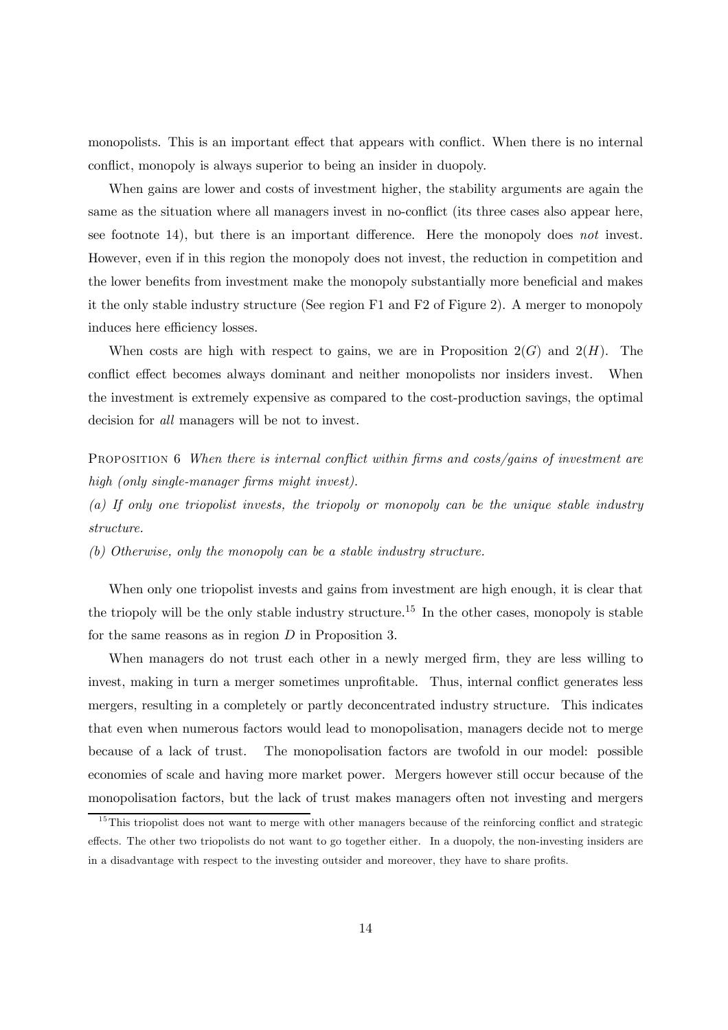monopolists. This is an important effect that appears with conflict. When there is no internal conflict, monopoly is always superior to being an insider in duopoly.

When gains are lower and costs of investment higher, the stability arguments are again the same as the situation where all managers invest in no-conflict (its three cases also appear here, see footnote 14), but there is an important difference. Here the monopoly does *not* invest. However, even if in this region the monopoly does not invest, the reduction in competition and the lower benefits from investment make the monopoly substantially more beneficial and makes it the only stable industry structure (See region F1 and F2 of Figure 2). A merger to monopoly induces here efficiency losses.

When costs are high with respect to gains, we are in Proposition 2($G$) and 2($H$). The conflict effect becomes always dominant and neither monopolists nor insiders invest. When the investment is extremely expensive as compared to the cost-production savings, the optimal decision for *all* managers will be not to invest.

PROPOSITION 6 *When there is internal conflict within firms and costs/gains of investment are high (only single-manager firms might invest).*

*(a) If only one triopolist invests, the triopoly or monopoly can be the unique stable industry structure.*

*(b) Otherwise, only the monopoly can be a stable industry structure.*

When only one triopolist invests and gains from investment are high enough, it is clear that the triopoly will be the only stable industry structure.[15] In the other cases, monopoly is stable for the same reasons as in region $D$ in Proposition 3.

When managers do not trust each other in a newly merged firm, they are less willing to invest, making in turn a merger sometimes unprofitable. Thus, internal conflict generates less mergers, resulting in a completely or partly deconcentrated industry structure. This indicates that even when numerous factors would lead to monopolisation, managers decide not to merge because of a lack of trust. The monopolisation factors are twofold in our model: possible economies of scale and having more market power. Mergers however still occur because of the monopolisation factors, but the lack of trust makes managers often not investing and mergers

[15] This triopolist does not want to merge with other managers because of the reinforcing conflict and strategic effects. The other two triopolists do not want to go together either. In a duopoly, the non-investing insiders are in a disadvantage with respect to the investing outsider and moreover, they have to share profits.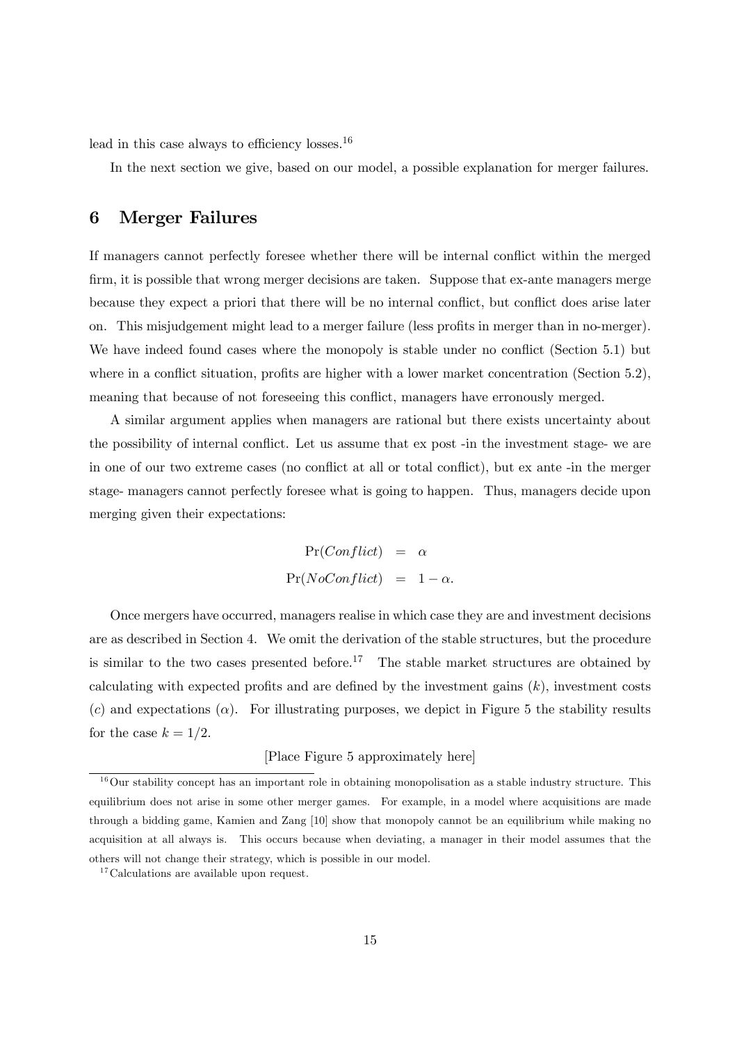lead in this case always to efficiency losses.[16]

In the next section we give, based on our model, a possible explanation for merger failures.

# 6 Merger Failures

If managers cannot perfectly foresee whether there will be internal conflict within the merged firm, it is possible that wrong merger decisions are taken. Suppose that ex-ante managers merge because they expect a priori that there will be no internal conflict, but conflict does arise later on. This misjudgement might lead to a merger failure (less profits in merger than in no-merger). We have indeed found cases where the monopoly is stable under no conflict (Section 5.1) but where in a conflict situation, profits are higher with a lower market concentration (Section 5.2), meaning that because of not foreseeing this conflict, managers have erronously merged.

A similar argument applies when managers are rational but there exists uncertainty about the possibility of internal conflict. Let us assume that ex post -in the investment stage- we are in one of our two extreme cases (no conflict at all or total conflict), but ex ante -in the merger stage- managers cannot perfectly foresee what is going to happen. Thus, managers decide upon merging given their expectations:

$$
\begin{aligned}
\Pr(Conflict) &= \alpha \\
\Pr(NoConflict) &= 1-\alpha.
\end{aligned}
$$

Once mergers have occurred, managers realise in which case they are and investment decisions are as described in Section 4. We omit the derivation of the stable structures, but the procedure is similar to the two cases presented before.[17] The stable market structures are obtained by calculating with expected profits and are defined by the investment gains ($k$), investment costs ($c$) and expectations ($\alpha$). For illustrating purposes, we depict in Figure 5 the stability results for the case $k = 1/2$.

[Place Figure 5 approximately here]

[16] Our stability concept has an important role in obtaining monopolisation as a stable industry structure. This equilibrium does not arise in some other merger games. For example, in a model where acquisitions are made through a bidding game, Kamien and Zang [10] show that monopoly cannot be an equilibrium while making no acquisition at all always is. This occurs because when deviating, a manager in their model assumes that the others will not change their strategy, which is possible in our model.

[17] Calculations are available upon request.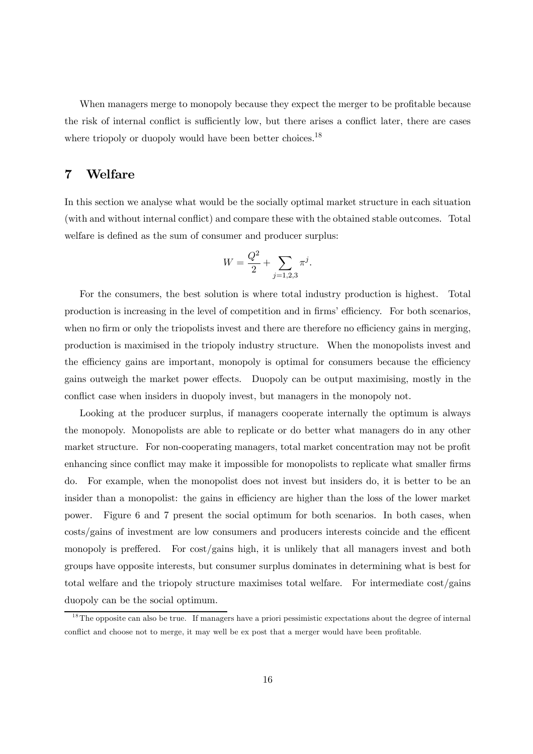When managers merge to monopoly because they expect the merger to be profitable because the risk of internal conflict is sufficiently low, but there arises a conflict later, there are cases where triopoly or duopoly would have been better choices.[18]

## 7 Welfare

In this section we analyse what would be the socially optimal market structure in each situation (with and without internal conflict) and compare these with the obtained stable outcomes. Total welfare is defined as the sum of consumer and producer surplus:

$$W = \frac{Q^2}{2} + \sum_{j=1,2,3} \pi^j.$$

For the consumers, the best solution is where total industry production is highest. Total production is increasing in the level of competition and in firms' efficiency. For both scenarios, when no firm or only the triopolists invest and there are therefore no efficiency gains in merging, production is maximised in the triopoly industry structure. When the monopolists invest and the efficiency gains are important, monopoly is optimal for consumers because the efficiency gains outweigh the market power effects. Duopoly can be output maximising, mostly in the conflict case when insiders in duopoly invest, but managers in the monopoly not.

Looking at the producer surplus, if managers cooperate internally the optimum is always the monopoly. Monopolists are able to replicate or do better what managers do in any other market structure. For non-cooperating managers, total market concentration may not be profit enhancing since conflict may make it impossible for monopolists to replicate what smaller firms do. For example, when the monopolist does not invest but insiders do, it is better to be an insider than a monopolist: the gains in efficiency are higher than the loss of the lower market power. Figure 6 and 7 present the social optimum for both scenarios. In both cases, when costs/gains of investment are low consumers and producers interests coincide and the efficent monopoly is preffered. For cost/gains high, it is unlikely that all managers invest and both groups have opposite interests, but consumer surplus dominates in determining what is best for total welfare and the triopoly structure maximises total welfare. For intermediate cost/gains duopoly can be the social optimum.

[18] The opposite can also be true. If managers have a priori pessimistic expectations about the degree of internal conflict and choose not to merge, it may well be ex post that a merger would have been profitable.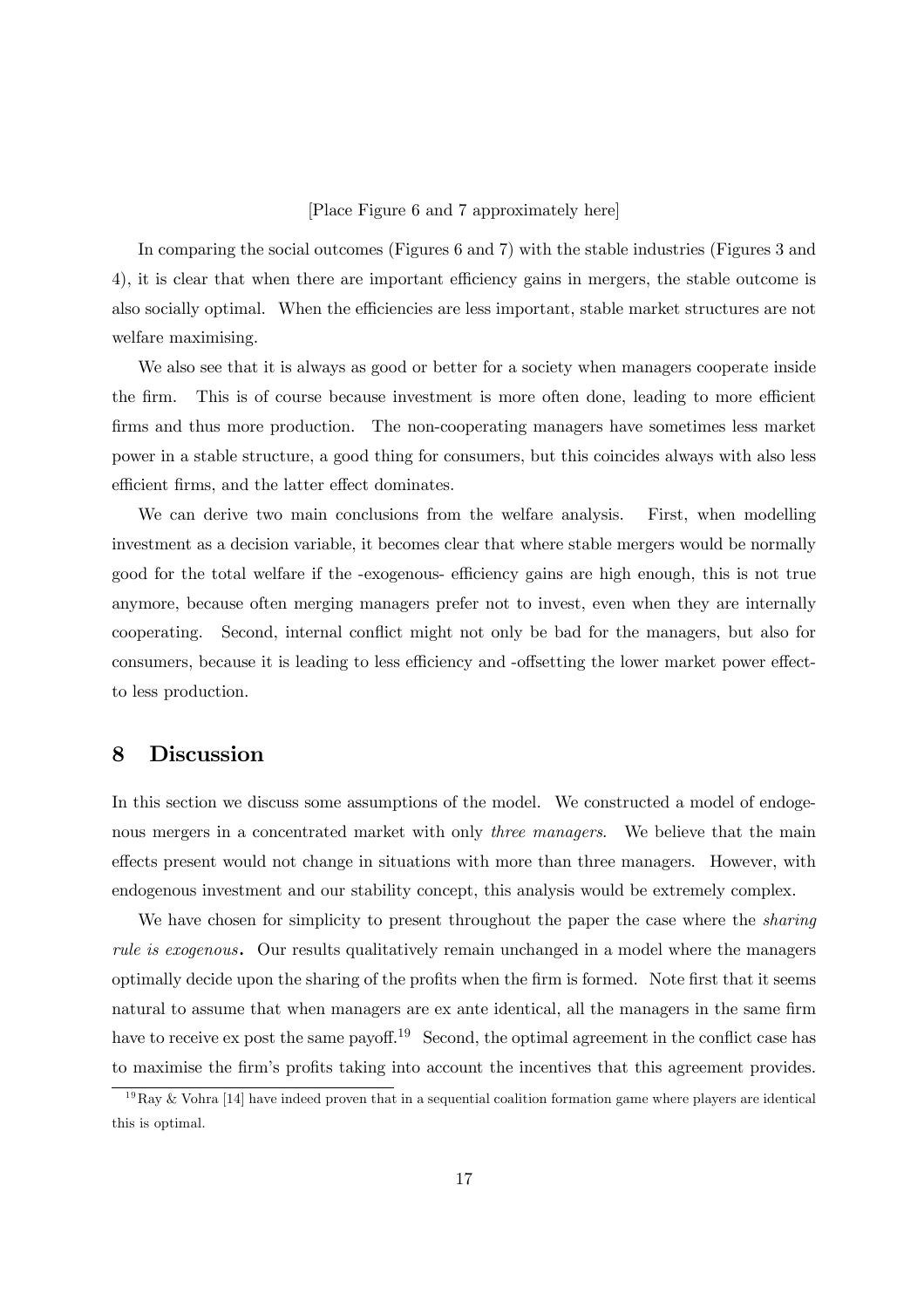[Place Figure 6 and 7 approximately here]

In comparing the social outcomes (Figures 6 and 7) with the stable industries (Figures 3 and 4), it is clear that when there are important efficiency gains in mergers, the stable outcome is also socially optimal. When the efficiencies are less important, stable market structures are not welfare maximising.

We also see that it is always as good or better for a society when managers cooperate inside the firm. This is of course because investment is more often done, leading to more efficient firms and thus more production. The non-cooperating managers have sometimes less market power in a stable structure, a good thing for consumers, but this coincides always with also less efficient firms, and the latter effect dominates.

We can derive two main conclusions from the welfare analysis. First, when modelling investment as a decision variable, it becomes clear that where stable mergers would be normally good for the total welfare if the -exogenous- efficiency gains are high enough, this is not true anymore, because often merging managers prefer not to invest, even when they are internally cooperating. Second, internal conflict might not only be bad for the managers, but also for consumers, because it is leading to less efficiency and -offsetting the lower market power effect- to less production.

## 8 Discussion

In this section we discuss some assumptions of the model. We constructed a model of endogenous mergers in a concentrated market with only *three managers*. We believe that the main effects present would not change in situations with more than three managers. However, with endogenous investment and our stability concept, this analysis would be extremely complex.

We have chosen for simplicity to present throughout the paper the case where the *sharing rule is exogenous*. Our results qualitatively remain unchanged in a model where the managers optimally decide upon the sharing of the profits when the firm is formed. Note first that it seems natural to assume that when managers are ex ante identical, all the managers in the same firm have to receive ex post the same payoff.[19] Second, the optimal agreement in the conflict case has to maximise the firm's profits taking into account the incentives that this agreement provides.

[19] Ray & Vohra [14] have indeed proven that in a sequential coalition formation game where players are identical this is optimal.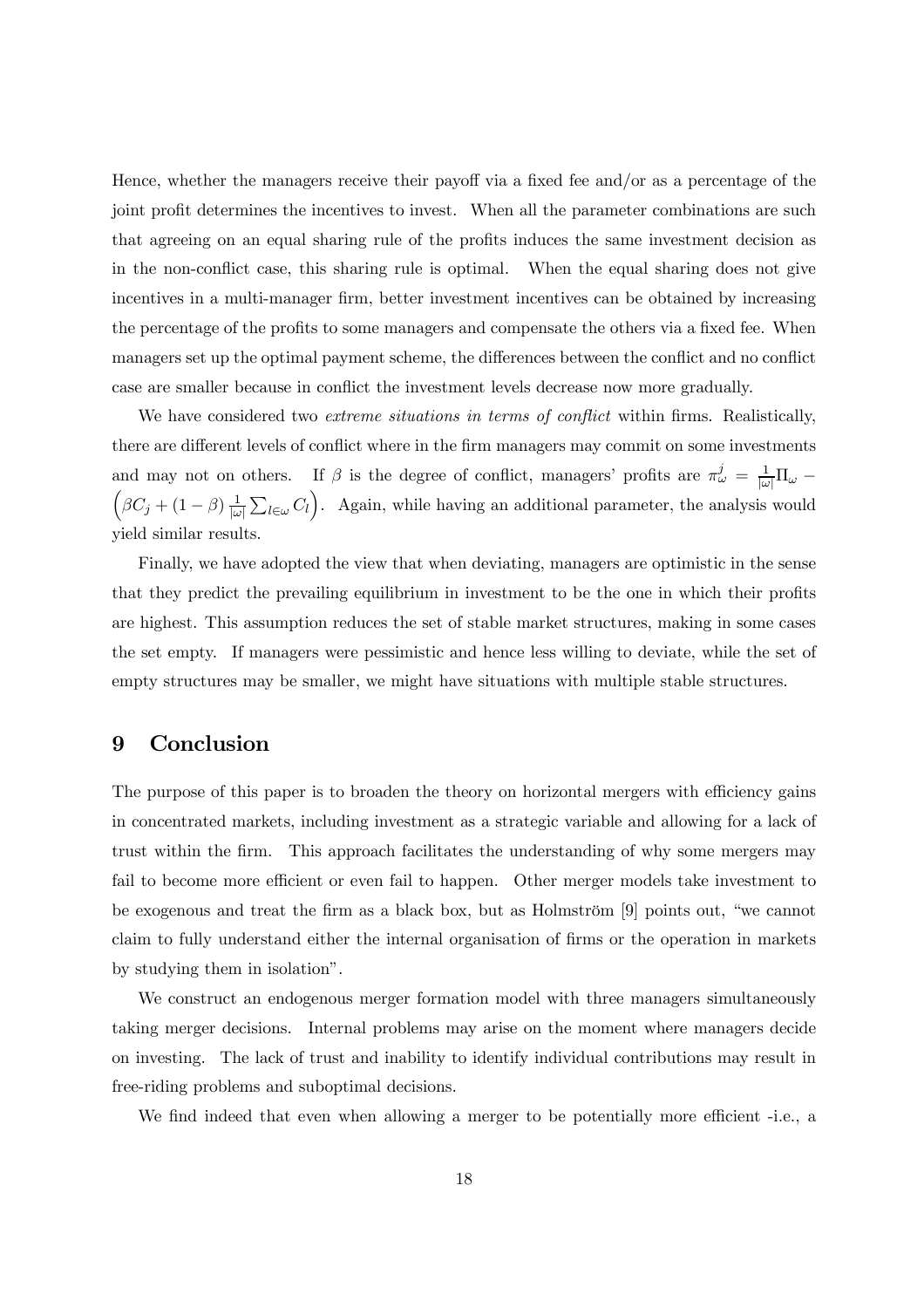Hence, whether the managers receive their payoff via a fixed fee and/or as a percentage of the joint profit determines the incentives to invest. When all the parameter combinations are such that agreeing on an equal sharing rule of the profits induces the same investment decision as in the non-conflict case, this sharing rule is optimal. When the equal sharing does not give incentives in a multi-manager firm, better investment incentives can be obtained by increasing the percentage of the profits to some managers and compensate the others via a fixed fee. When managers set up the optimal payment scheme, the differences between the conflict and no conflict case are smaller because in conflict the investment levels decrease now more gradually.

We have considered two *extreme situations in terms of conflict* within firms. Realistically, there are different levels of conflict where in the firm managers may commit on some investments and may not on others. If $\beta$ is the degree of conflict, managers' profits are $\pi_{\omega}^{j} = \frac{1}{|\omega|}\Pi_{\omega} - \left(\beta C_j + (1-\beta)\frac{1}{|\omega|}\sum_{l\in\omega} C_l\right)$. Again, while having an additional parameter, the analysis would yield similar results.

Finally, we have adopted the view that when deviating, managers are optimistic in the sense that they predict the prevailing equilibrium in investment to be the one in which their profits are highest. This assumption reduces the set of stable market structures, making in some cases the set empty. If managers were pessimistic and hence less willing to deviate, while the set of empty structures may be smaller, we might have situations with multiple stable structures.

## 9 Conclusion

The purpose of this paper is to broaden the theory on horizontal mergers with efficiency gains in concentrated markets, including investment as a strategic variable and allowing for a lack of trust within the firm. This approach facilitates the understanding of why some mergers may fail to become more efficient or even fail to happen. Other merger models take investment to be exogenous and treat the firm as a black box, but as Holmström [9] points out, "we cannot claim to fully understand either the internal organisation of firms or the operation in markets by studying them in isolation".

We construct an endogenous merger formation model with three managers simultaneously taking merger decisions. Internal problems may arise on the moment where managers decide on investing. The lack of trust and inability to identify individual contributions may result in free-riding problems and suboptimal decisions.

We find indeed that even when allowing a merger to be potentially more efficient -i.e., a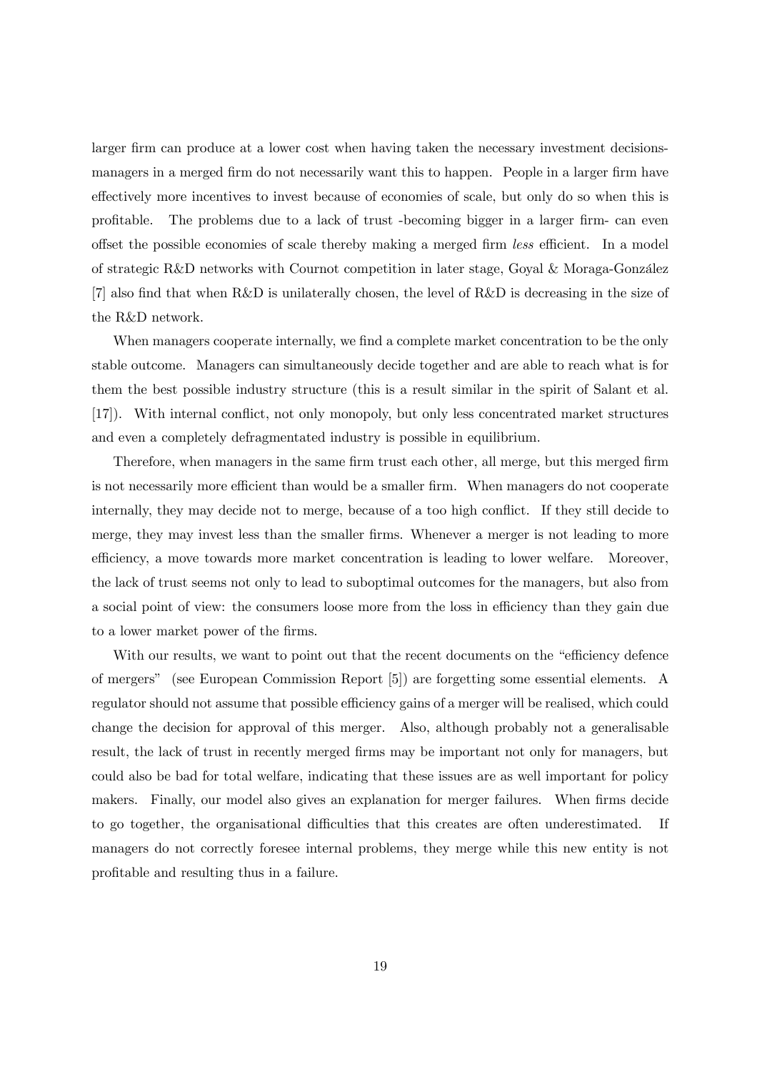larger firm can produce at a lower cost when having taken the necessary investment decisions-managers in a merged firm do not necessarily want this to happen. People in a larger firm have effectively more incentives to invest because of economies of scale, but only do so when this is profitable. The problems due to a lack of trust -becoming bigger in a larger firm- can even offset the possible economies of scale thereby making a merged firm *less* efficient. In a model of strategic R&D networks with Cournot competition in later stage, Goyal & Moraga-González [7] also find that when R&D is unilaterally chosen, the level of R&D is decreasing in the size of the R&D network.

When managers cooperate internally, we find a complete market concentration to be the only stable outcome. Managers can simultaneously decide together and are able to reach what is for them the best possible industry structure (this is a result similar in the spirit of Salant et al. [17]). With internal conflict, not only monopoly, but only less concentrated market structures and even a completely defragmentated industry is possible in equilibrium.

Therefore, when managers in the same firm trust each other, all merge, but this merged firm is not necessarily more efficient than would be a smaller firm. When managers do not cooperate internally, they may decide not to merge, because of a too high conflict. If they still decide to merge, they may invest less than the smaller firms. Whenever a merger is not leading to more efficiency, a move towards more market concentration is leading to lower welfare. Moreover, the lack of trust seems not only to lead to suboptimal outcomes for the managers, but also from a social point of view: the consumers loose more from the loss in efficiency than they gain due to a lower market power of the firms.

With our results, we want to point out that the recent documents on the "efficiency defence of mergers" (see European Commission Report [5]) are forgetting some essential elements. A regulator should not assume that possible efficiency gains of a merger will be realised, which could change the decision for approval of this merger. Also, although probably not a generalisable result, the lack of trust in recently merged firms may be important not only for managers, but could also be bad for total welfare, indicating that these issues are as well important for policy makers. Finally, our model also gives an explanation for merger failures. When firms decide to go together, the organisational difficulties that this creates are often underestimated. If managers do not correctly foresee internal problems, they merge while this new entity is not profitable and resulting thus in a failure.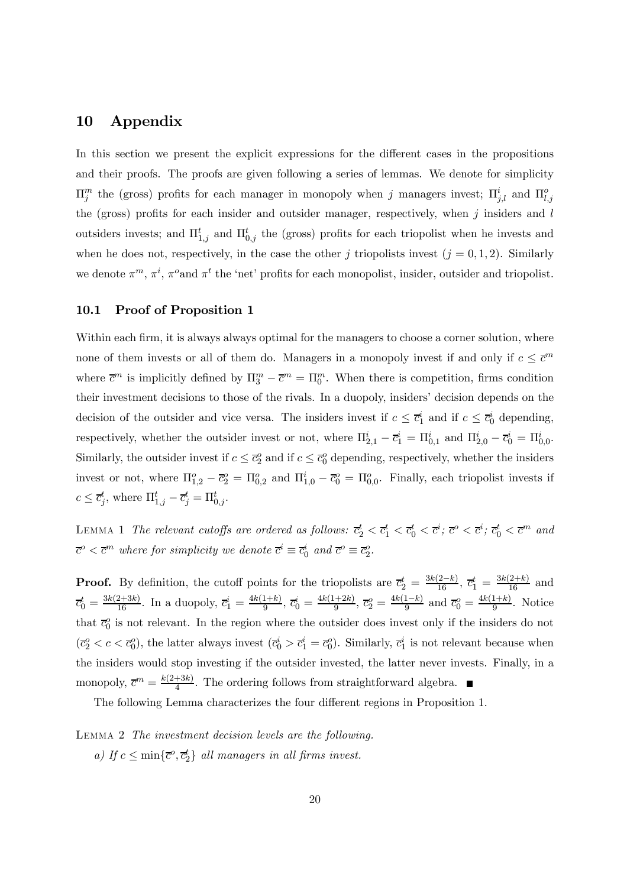# 10 Appendix

In this section we present the explicit expressions for the different cases in the propositions and their proofs. The proofs are given following a series of lemmas. We denote for simplicity $\Pi^m_j$ the (gross) profits for each manager in monopoly when $j$ managers invest; $\Pi^i_{j,l}$ and $\Pi^o_{l,j}$ the (gross) profits for each insider and outsider manager, respectively, when $j$ insiders and $l$ outsiders invests; and $\Pi^t_{1,j}$ and $\Pi^t_{0,j}$ the (gross) profits for each triopolist when he invests and when he does not, respectively, in the case the other $j$ triopolists invest ($j = 0, 1, 2$). Similarly we denote $\pi^m$, $\pi^i$, $\pi^o$and $\pi^t$ the 'net' profits for each monopolist, insider, outsider and triopolist.

## 10.1 Proof of Proposition 1

Within each firm, it is always always optimal for the managers to choose a corner solution, where none of them invests or all of them do. Managers in a monopoly invest if and only if $c \leq \overline{c}^m$ where $\overline{c}^m$ is implicitly defined by $\Pi^m_3 - \overline{c}^m = \Pi^m_0$. When there is competition, firms condition their investment decisions to those of the rivals. In a duopoly, insiders' decision depends on the decision of the outsider and vice versa. The insiders invest if $c \leq \overline{c}^i_1$ and if $c \leq \overline{c}^i_0$ depending, respectively, whether the outsider invest or not, where $\Pi^i_{2,1} - \overline{c}^i_1 = \Pi^i_{0,1}$ and $\Pi^i_{2,0} - \overline{c}^i_0 = \Pi^i_{0,0}$. Similarly, the outsider invest if $c \leq \overline{c}^o_2$ and if $c \leq \overline{c}^o_0$ depending, respectively, whether the insiders invest or not, where $\Pi^o_{1,2} - \overline{c}^o_2 = \Pi^o_{0,2}$ and $\Pi^i_{1,0} - \overline{c}^o_0 = \Pi^o_{0,0}$. Finally, each triopolist invests if $c \leq \overline{c}^t_j$, where $\Pi^t_{1,j} - \overline{c}^t_j = \Pi^t_{0,j}$.

LEMMA 1 *The relevant cutoffs are ordered as follows:* $\overline{c}^t_2 < \overline{c}^t_1 < \overline{c}^t_0 < \overline{c}^i$; $\overline{c}^o < \overline{c}^i$; $\overline{c}^t_0 < \overline{c}^m$ *and* $\overline{c}^o < \overline{c}^m$ *where for simplicity we denote* $\overline{c}^i \equiv \overline{c}^i_0$ *and* $\overline{c}^o \equiv \overline{c}^o_2$.

**Proof.** By definition, the cutoff points for the triopolists are $\overline{c}^t_2 = \frac{3k(2-k)}{16}$, $\overline{c}^t_1 = \frac{3k(2+k)}{16}$ and $\overline{c}^t_0 = \frac{3k(2+3k)}{16}$. In a duopoly, $\overline{c}^i_1 = \frac{4k(1+k)}{9}$, $\overline{c}^i_0 = \frac{4k(1+2k)}{9}$, $\overline{c}^o_2 = \frac{4k(1-k)}{9}$ and $\overline{c}^o_0 = \frac{4k(1+k)}{9}$. Notice that $\overline{c}^o_0$ is not relevant. In the region where the outsider does invest only if the insiders do not ($\overline{c}^o_2 < c < \overline{c}^o_0$), the latter always invest ($\overline{c}^i_0 > \overline{c}^i_1 = \overline{c}^o_0$). Similarly, $\overline{c}^i_1$ is not relevant because when the insiders would stop investing if the outsider invested, the latter never invests. Finally, in a monopoly, $\overline{c}^m = \frac{k(2+3k)}{4}$. The ordering follows from straightforward algebra. ■

The following Lemma characterizes the four different regions in Proposition 1.

LEMMA 2 *The investment decision levels are the following.*

*a) If* $c \leq \min\{\overline{c}^o, \overline{c}^t_2\}$ *all managers in all firms invest.*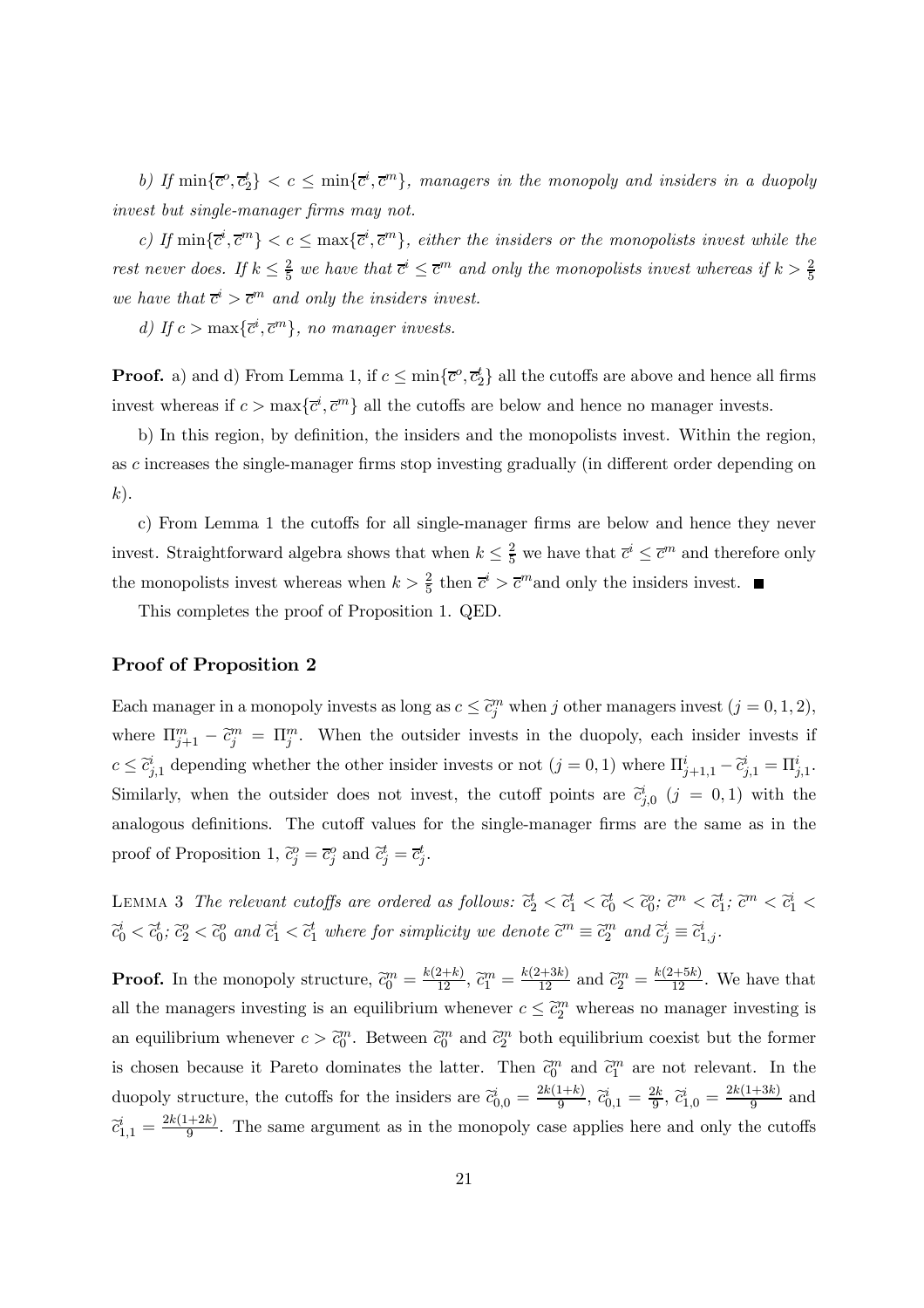*b) If* $\min\{\overline{c}^o, \overline{c}^t_2\} < c \leq \min\{\overline{c}^i, \overline{c}^m\}$*, managers in the monopoly and insiders in a duopoly invest but single-manager firms may not.*

*c) If* $\min\{\overline{c}^i, \overline{c}^m\} < c \leq \max\{\overline{c}^i, \overline{c}^m\}$*, either the insiders or the monopolists invest while the rest never does. If* $k \leq \frac{2}{5}$ *we have that* $\overline{c}^i \leq \overline{c}^m$ *and only the monopolists invest whereas if* $k > \frac{2}{5}$ *we have that* $\overline{c}^i > \overline{c}^m$ *and only the insiders invest.*

*d) If* $c > \max\{\overline{c}^i, \overline{c}^m\}$*, no manager invests.*

**Proof.** a) and d) From Lemma 1, if $c \leq \min\{\overline{c}^o, \overline{c}^t_2\}$ all the cutoffs are above and hence all firms invest whereas if $c > \max\{\overline{c}^i, \overline{c}^m\}$ all the cutoffs are below and hence no manager invests.

b) In this region, by definition, the insiders and the monopolists invest. Within the region, as $c$ increases the single-manager firms stop investing gradually (in different order depending on $k$).

c) From Lemma 1 the cutoffs for all single-manager firms are below and hence they never invest. Straightforward algebra shows that when $k \leq \frac{2}{5}$ we have that $\overline{c}^i \leq \overline{c}^m$ and therefore only the monopolists invest whereas when $k > \frac{2}{5}$ then $\overline{c}^i > \overline{c}^m$and only the insiders invest. ■

This completes the proof of Proposition 1. QED.

## Proof of Proposition 2

Each manager in a monopoly invests as long as $c \leq \widetilde{c}^m_j$ when $j$ other managers invest ($j = 0, 1, 2$), where $\Pi^m_{j+1} - \widetilde{c}^m_j = \Pi^m_j$. When the outsider invests in the duopoly, each insider invests if $c \leq \widetilde{c}^i_{j,1}$ depending whether the other insider invests or not ($j = 0, 1$) where $\Pi^i_{j+1,1} - \widetilde{c}^i_{j,1} = \Pi^i_{j,1}$. Similarly, when the outsider does not invest, the cutoff points are $\widetilde{c}^i_{j,0}$ ($j = 0, 1$) with the analogous definitions. The cutoff values for the single-manager firms are the same as in the proof of Proposition 1, $\widetilde{c}^o_j = \overline{c}^o_j$ and $\widetilde{c}^t_j = \overline{c}^t_j$.

Lemma 3 *The relevant cutoffs are ordered as follows:* $\widetilde{c}^t_2 < \widetilde{c}^t_1 < \widetilde{c}^t_0 < \widetilde{c}^o_0$*;* $\widetilde{c}^m < \widetilde{c}^t_1$*;* $\widetilde{c}^m < \widetilde{c}^i_1 < \widetilde{c}^i_0 < \widetilde{c}^t_0$*;* $\widetilde{c}^o_2 < \widetilde{c}^o_0$ *and* $\widetilde{c}^i_1 < \widetilde{c}^t_1$ *where for simplicity we denote* $\widetilde{c}^m \equiv \widetilde{c}^m_2$ *and* $\widetilde{c}^i_j \equiv \widetilde{c}^i_{1,j}$*.*

**Proof.** In the monopoly structure, $\widetilde{c}^m_0 = \frac{k(2+k)}{12}$, $\widetilde{c}^m_1 = \frac{k(2+3k)}{12}$ and $\widetilde{c}^m_2 = \frac{k(2+5k)}{12}$. We have that all the managers investing is an equilibrium whenever $c \leq \widetilde{c}^m_2$ whereas no manager investing is an equilibrium whenever $c > \widetilde{c}^m_0$. Between $\widetilde{c}^m_0$ and $\widetilde{c}^m_2$ both equilibrium coexist but the former is chosen because it Pareto dominates the latter. Then $\widetilde{c}^m_0$ and $\widetilde{c}^m_1$ are not relevant. In the duopoly structure, the cutoffs for the insiders are $\widetilde{c}^i_{0,0} = \frac{2k(1+k)}{9}$, $\widetilde{c}^i_{0,1} = \frac{2k}{9}$, $\widetilde{c}^i_{1,0} = \frac{2k(1+3k)}{9}$ and $\widetilde{c}^i_{1,1} = \frac{2k(1+2k)}{9}$. The same argument as in the monopoly case applies here and only the cutoffs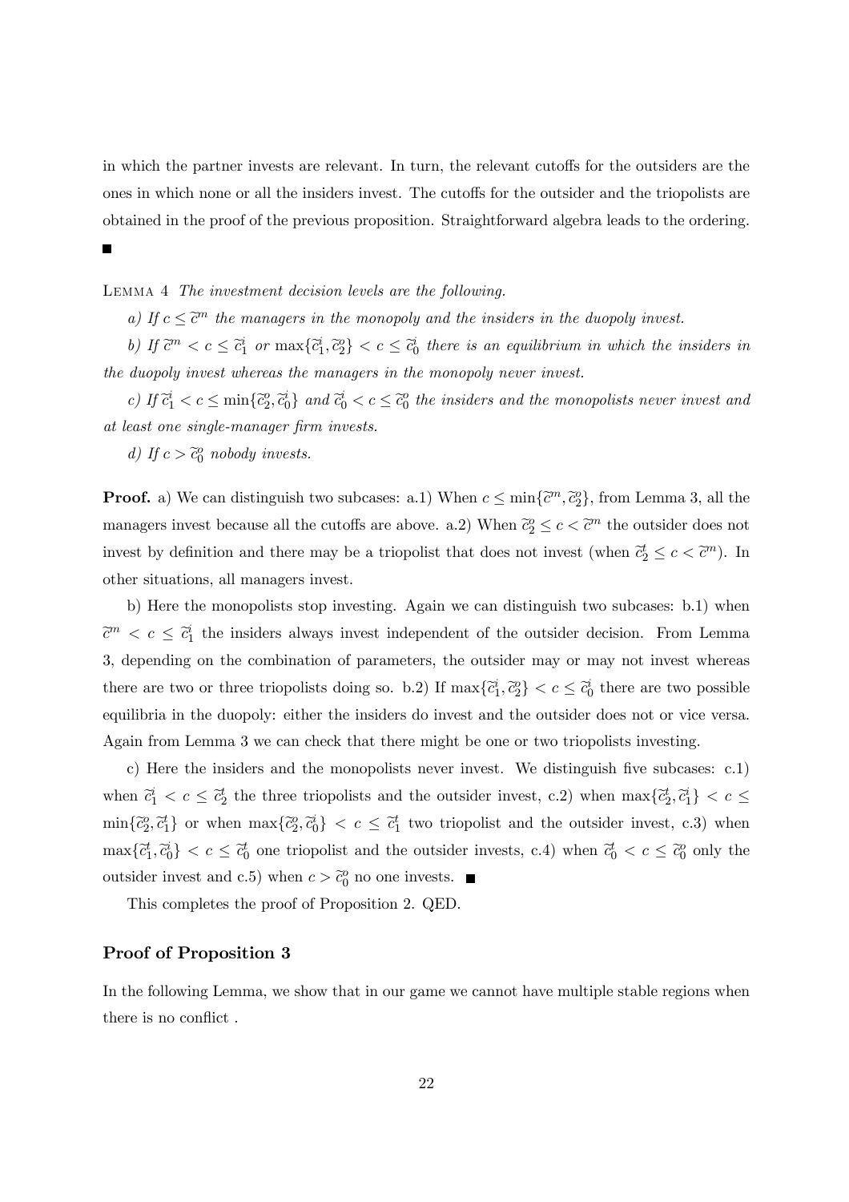in which the partner invests are relevant. In turn, the relevant cutoffs for the outsiders are the ones in which none or all the insiders invest. The cutoffs for the outsider and the triopolists are obtained in the proof of the previous proposition. Straightforward algebra leads to the ordering. ■

LEMMA 4 *The investment decision levels are the following.*

*a) If $c \leq \widetilde{c}^m$ the managers in the monopoly and the insiders in the duopoly invest.*

*b) If $\widetilde{c}^m < c \leq \widetilde{c}_1^i$ or $\max\{\widetilde{c}_1^i, \widetilde{c}_2^o\} < c \leq \widetilde{c}_0^i$ there is an equilibrium in which the insiders in the duopoly invest whereas the managers in the monopoly never invest.*

*c) If $\widetilde{c}_1^i < c \leq \min\{\widetilde{c}_2^o, \widetilde{c}_0^i\}$ and $\widetilde{c}_0^i < c \leq \widetilde{c}_0^o$ the insiders and the monopolists never invest and at least one single-manager firm invests.*

*d) If $c > \widetilde{c}_0^o$ nobody invests.*

**Proof.** a) We can distinguish two subcases: a.1) When $c \leq \min\{\widetilde{c}^m, \widetilde{c}_2^o\}$, from Lemma 3, all the managers invest because all the cutoffs are above. a.2) When $\widetilde{c}_2^o \leq c < \widetilde{c}^m$ the outsider does not invest by definition and there may be a triopolist that does not invest (when $\widetilde{c}_2^t \leq c < \widetilde{c}^m$). In other situations, all managers invest.

b) Here the monopolists stop investing. Again we can distinguish two subcases: b.1) when $\widetilde{c}^m < c \leq \widetilde{c}_1^i$ the insiders always invest independent of the outsider decision. From Lemma 3, depending on the combination of parameters, the outsider may or may not invest whereas there are two or three triopolists doing so. b.2) If $\max\{\widetilde{c}_1^i, \widetilde{c}_2^o\} < c \leq \widetilde{c}_0^i$ there are two possible equilibria in the duopoly: either the insiders do invest and the outsider does not or vice versa. Again from Lemma 3 we can check that there might be one or two triopolists investing.

c) Here the insiders and the monopolists never invest. We distinguish five subcases: c.1) when $\widetilde{c}_1^i < c \leq \widetilde{c}_2^t$ the three triopolists and the outsider invest, c.2) when $\max\{\widetilde{c}_2^t, \widetilde{c}_1^i\} < c \leq \min\{\widetilde{c}_2^o, \widetilde{c}_1^t\}$ or when $\max\{\widetilde{c}_2^o, \widetilde{c}_0^i\} < c \leq \widetilde{c}_1^t$ two triopolist and the outsider invest, c.3) when $\max\{\widetilde{c}_1^t, \widetilde{c}_0^i\} < c \leq \widetilde{c}_0^t$ one triopolist and the outsider invests, c.4) when $\widetilde{c}_0^t < c \leq \widetilde{c}_0^o$ only the outsider invest and c.5) when $c > \widetilde{c}_0^o$ no one invests. ■

This completes the proof of Proposition 2. QED.

### Proof of Proposition 3

In the following Lemma, we show that in our game we cannot have multiple stable regions when there is no conflict .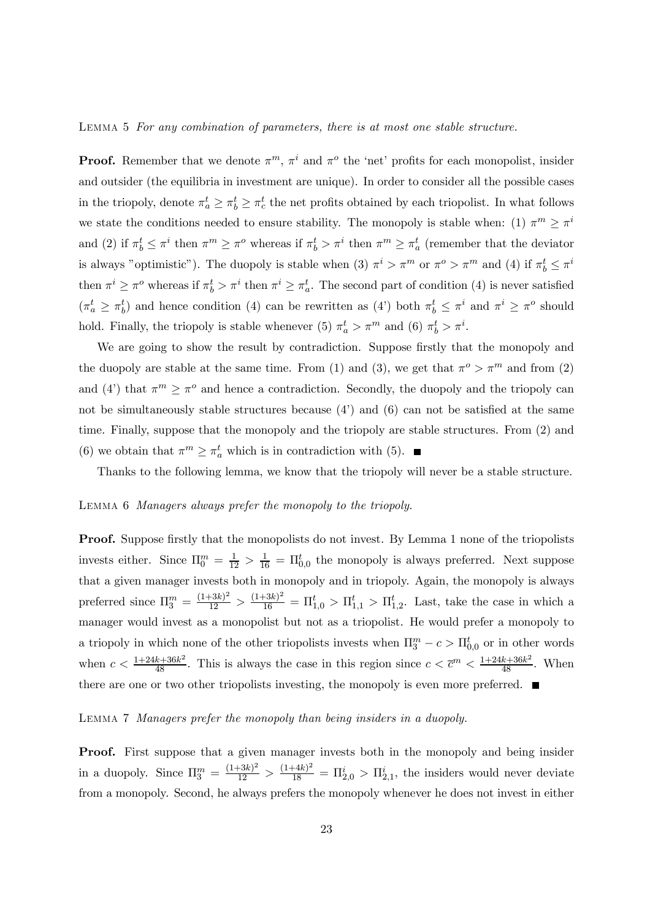Lemma 5 *For any combination of parameters, there is at most one stable structure.*

**Proof.** Remember that we denote $\pi^m$, $\pi^i$ and $\pi^o$ the 'net' profits for each monopolist, insider and outsider (the equilibria in investment are unique). In order to consider all the possible cases in the triopoly, denote $\pi_a^t \geq \pi_b^t \geq \pi_c^t$ the net profits obtained by each triopolist. In what follows we state the conditions needed to ensure stability. The monopoly is stable when: (1) $\pi^m \geq \pi^i$ and (2) if $\pi_b^t \leq \pi^i$ then $\pi^m \geq \pi^o$ whereas if $\pi_b^t > \pi^i$ then $\pi^m \geq \pi_a^t$ (remember that the deviator is always "optimistic"). The duopoly is stable when (3) $\pi^i > \pi^m$ or $\pi^o > \pi^m$ and (4) if $\pi_b^t \leq \pi^i$ then $\pi^i \geq \pi^o$ whereas if $\pi_b^t > \pi^i$ then $\pi^i \geq \pi_a^t$. The second part of condition (4) is never satisfied ($\pi_a^t \geq \pi_b^t$) and hence condition (4) can be rewritten as (4') both $\pi_b^t \leq \pi^i$ and $\pi^i \geq \pi^o$ should hold. Finally, the triopoly is stable whenever (5) $\pi_a^t > \pi^m$ and (6) $\pi_b^t > \pi^i$.

We are going to show the result by contradiction. Suppose firstly that the monopoly and the duopoly are stable at the same time. From (1) and (3), we get that $\pi^o > \pi^m$ and from (2) and (4') that $\pi^m \geq \pi^o$ and hence a contradiction. Secondly, the duopoly and the triopoly can not be simultaneously stable structures because (4') and (6) can not be satisfied at the same time. Finally, suppose that the monopoly and the triopoly are stable structures. From (2) and (6) we obtain that $\pi^m \geq \pi_a^t$ which is in contradiction with (5). ■

Thanks to the following lemma, we know that the triopoly will never be a stable structure.

Lemma 6 *Managers always prefer the monopoly to the triopoly.*

**Proof.** Suppose firstly that the monopolists do not invest. By Lemma 1 none of the triopolists invests either. Since $\Pi_0^m = \frac{1}{12} > \frac{1}{16} = \Pi_{0,0}^t$ the monopoly is always preferred. Next suppose that a given manager invests both in monopoly and in triopoly. Again, the monopoly is always preferred since $\Pi_3^m = \frac{(1+3k)^2}{12} > \frac{(1+3k)^2}{16} = \Pi_{1,0}^t > \Pi_{1,1}^t > \Pi_{1,2}^t$. Last, take the case in which a manager would invest as a monopolist but not as a triopolist. He would prefer a monopoly to a triopoly in which none of the other triopolists invests when $\Pi_3^m - c > \Pi_{0,0}^t$ or in other words when $c < \frac{1+24k+36k^2}{48}$. This is always the case in this region since $c < \overline{c}^m < \frac{1+24k+36k^2}{48}$. When there are one or two other triopolists investing, the monopoly is even more preferred. ■

Lemma 7 *Managers prefer the monopoly than being insiders in a duopoly.*

**Proof.** First suppose that a given manager invests both in the monopoly and being insider in a duopoly. Since $\Pi_3^m = \frac{(1+3k)^2}{12} > \frac{(1+4k)^2}{18} = \Pi_{2,0}^i > \Pi_{2,1}^i$, the insiders would never deviate from a monopoly. Second, he always prefers the monopoly whenever he does not invest in either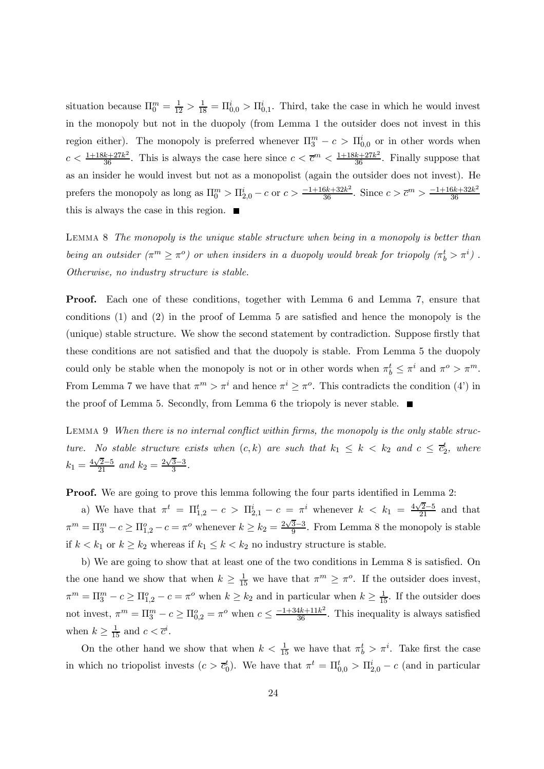situation because $\Pi_0^m = \frac{1}{12} > \frac{1}{18} = \Pi_{0,0}^i > \Pi_{0,1}^i$. Third, take the case in which he would invest in the monopoly but not in the duopoly (from Lemma 1 the outsider does not invest in this region either). The monopoly is preferred whenever $\Pi_3^m - c > \Pi_{0,0}^i$ or in other words when $c < \frac{1+18k+27k^2}{36}$. This is always the case here since $c < \overline{c}^m < \frac{1+18k+27k^2}{36}$. Finally suppose that as an insider he would invest but not as a monopolist (again the outsider does not invest). He prefers the monopoly as long as $\Pi_0^m > \Pi_{2,0}^i - c$ or $c > \frac{-1+16k+32k^2}{36}$. Since $c > \overline{c}^m > \frac{-1+16k+32k^2}{36}$ this is always the case in this region. ■

Lemma 8 *The monopoly is the unique stable structure when being in a monopoly is better than being an outsider ($\pi^m \geq \pi^o$) or when insiders in a duopoly would break for triopoly ($\pi_b^t > \pi^i$). Otherwise, no industry structure is stable.*

**Proof.** Each one of these conditions, together with Lemma 6 and Lemma 7, ensure that conditions (1) and (2) in the proof of Lemma 5 are satisfied and hence the monopoly is the (unique) stable structure. We show the second statement by contradiction. Suppose firstly that these conditions are not satisfied and that the duopoly is stable. From Lemma 5 the duopoly could only be stable when the monopoly is not or in other words when $\pi_b^t \leq \pi^i$ and $\pi^o > \pi^m$. From Lemma 7 we have that $\pi^m > \pi^i$ and hence $\pi^i \geq \pi^o$. This contradicts the condition (4') in the proof of Lemma 5. Secondly, from Lemma 6 the triopoly is never stable. ■

Lemma 9 *When there is no internal conflict within firms, the monopoly is the only stable structure. No stable structure exists when $(c,k)$ are such that $k_1 \leq k < k_2$ and $c \leq \overline{c}_2^t$, where $k_1 = \frac{4\sqrt{2}-5}{21}$ and $k_2 = \frac{2\sqrt{3}-3}{3}$.*

**Proof.** We are going to prove this lemma following the four parts identified in Lemma 2:

a) We have that $\pi^t = \Pi_{1,2}^t - c > \Pi_{2,1}^i - c = \pi^i$ whenever $k < k_1 = \frac{4\sqrt{2}-5}{21}$ and that $\pi^m = \Pi_3^m - c \geq \Pi_{1,2}^o - c = \pi^o$ whenever $k \geq k_2 = \frac{2\sqrt{3}-3}{9}$. From Lemma 8 the monopoly is stable if $k < k_1$ or $k \geq k_2$ whereas if $k_1 \leq k < k_2$ no industry structure is stable.

b) We are going to show that at least one of the two conditions in Lemma 8 is satisfied. On the one hand we show that when $k \geq \frac{1}{15}$ we have that $\pi^m \geq \pi^o$. If the outsider does invest, $\pi^m = \Pi_3^m - c \geq \Pi_{1,2}^o - c = \pi^o$ when $k \geq k_2$ and in particular when $k \geq \frac{1}{15}$. If the outsider does not invest, $\pi^m = \Pi_3^m - c \geq \Pi_{0,2}^o = \pi^o$ when $c \leq \frac{-1+34k+11k^2}{36}$. This inequality is always satisfied when $k \geq \frac{1}{15}$ and $c < \overline{c}^i$.

On the other hand we show that when $k < \frac{1}{15}$ we have that $\pi_b^t > \pi^i$. Take first the case in which no triopolist invests ($c > \overline{c}_0^t$). We have that $\pi^t = \Pi_{0,0}^t > \Pi_{2,0}^i - c$ (and in particular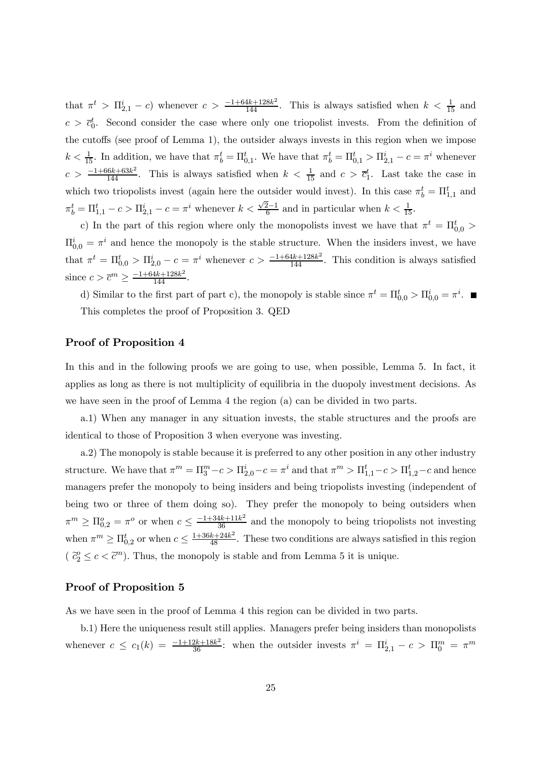that $\pi^t > \Pi^i_{2,1} - c$) whenever $c > \frac{-1+64k+128k^2}{144}$. This is always satisfied when $k < \frac{1}{15}$ and $c > \overline{c}^t_0$. Second consider the case where only one triopolist invests. From the definition of the cutoffs (see proof of Lemma 1), the outsider always invests in this region when we impose $k < \frac{1}{15}$. In addition, we have that $\pi^t_b = \Pi^t_{0,1}$. We have that $\pi^t_b = \Pi^t_{0,1} > \Pi^i_{2,1} - c = \pi^i$ whenever $c > \frac{-1+66k+63k^2}{144}$. This is always satisfied when $k < \frac{1}{15}$ and $c > \overline{c}^t_1$. Last take the case in which two triopolists invest (again here the outsider would invest). In this case $\pi^t_b = \Pi^t_{1,1}$ and $\pi^t_b = \Pi^t_{1,1} - c > \Pi^i_{2,1} - c = \pi^i$ whenever $k < \frac{\sqrt{2}-1}{6}$ and in particular when $k < \frac{1}{15}$.

c) In the part of this region where only the monopolists invest we have that $\pi^t = \Pi^t_{0,0} > \Pi^i_{0,0} = \pi^i$ and hence the monopoly is the stable structure. When the insiders invest, we have that $\pi^t = \Pi^t_{0,0} > \Pi^i_{2,0} - c = \pi^i$ whenever $c > \frac{-1+64k+128k^2}{144}$. This condition is always satisfied since $c > \overline{c}^m \geq \frac{-1+64k+128k^2}{144}$.

d) Similar to the first part of part c), the monopoly is stable since $\pi^t = \Pi^t_{0,0} > \Pi^i_{0,0} = \pi^i$. ∎

This completes the proof of Proposition 3. QED

### Proof of Proposition 4

In this and in the following proofs we are going to use, when possible, Lemma 5. In fact, it applies as long as there is not multiplicity of equilibria in the duopoly investment decisions. As we have seen in the proof of Lemma 4 the region (a) can be divided in two parts.

a.1) When any manager in any situation invests, the stable structures and the proofs are identical to those of Proposition 3 when everyone was investing.

a.2) The monopoly is stable because it is preferred to any other position in any other industry structure. We have that $\pi^m = \Pi^m_3 - c > \Pi^i_{2,0} - c = \pi^i$ and that $\pi^m > \Pi^t_{1,1} - c > \Pi^t_{1,2} - c$ and hence managers prefer the monopoly to being insiders and being triopolists investing (independent of being two or three of them doing so). They prefer the monopoly to being outsiders when $\pi^m \geq \Pi^o_{0,2} = \pi^o$ or when $c \leq \frac{-1+34k+11k^2}{36}$ and the monopoly to being triopolists not investing when $\pi^m \geq \Pi^t_{0,2}$ or when $c \leq \frac{1+36k+24k^2}{48}$. These two conditions are always satisfied in this region ($\widetilde{c}^o_2 \leq c < \widetilde{c}^m$). Thus, the monopoly is stable and from Lemma 5 it is unique.

### Proof of Proposition 5

As we have seen in the proof of Lemma 4 this region can be divided in two parts.

b.1) Here the uniqueness result still applies. Managers prefer being insiders than monopolists whenever $c \leq c_1(k) = \frac{-1+12k+18k^2}{36}$: when the outsider invests $\pi^i = \Pi^i_{2,1} - c > \Pi^m_0 = \pi^m$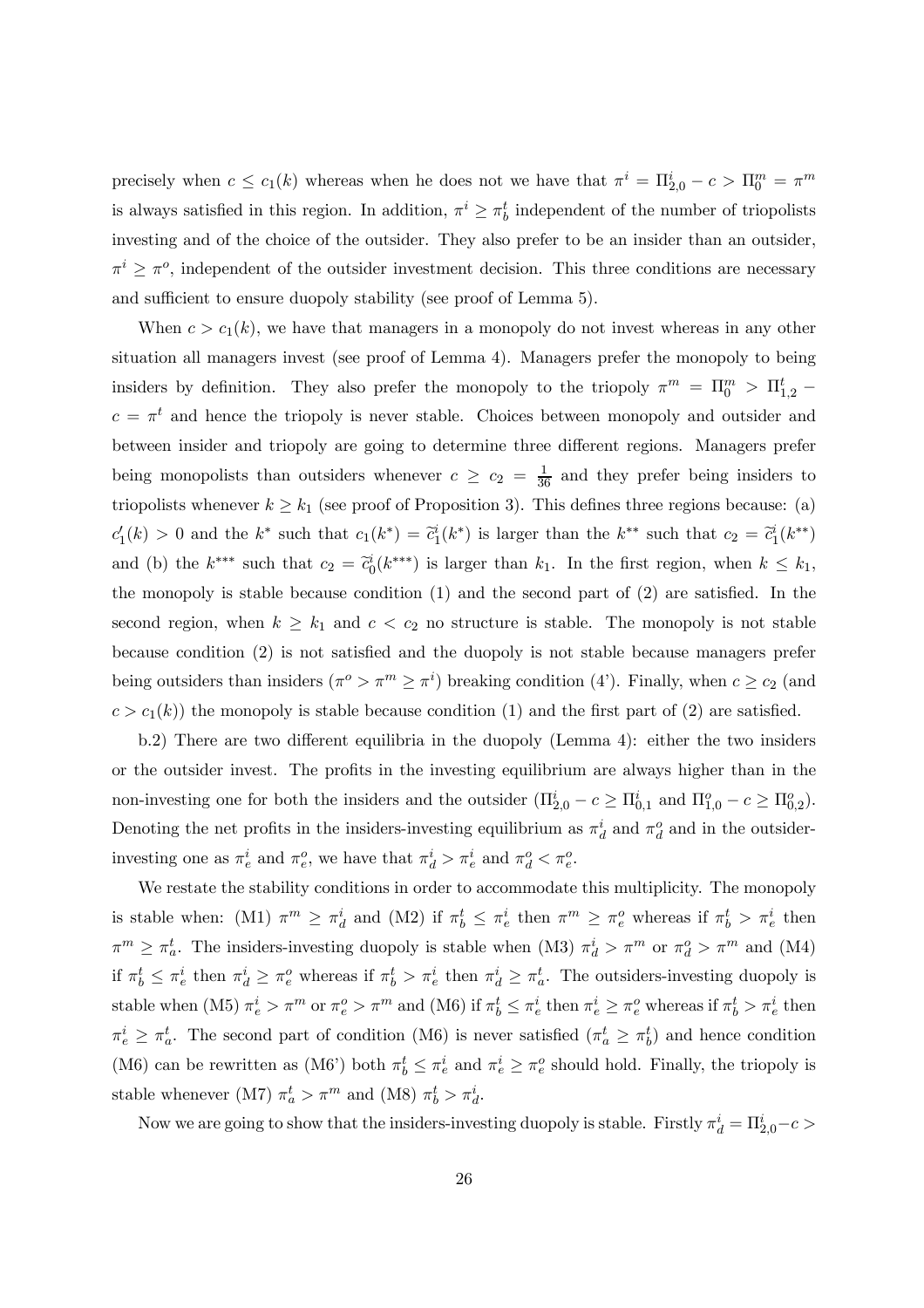precisely when $c \leq c_1(k)$ whereas when he does not we have that $\pi^i = \Pi^i_{2,0} - c > \Pi^m_0 = \pi^m$ is always satisfied in this region. In addition, $\pi^i \geq \pi^t_b$ independent of the number of triopolists investing and of the choice of the outsider. They also prefer to be an insider than an outsider, $\pi^i \geq \pi^o$, independent of the outsider investment decision. This three conditions are necessary and sufficient to ensure duopoly stability (see proof of Lemma 5).

When $c > c_1(k)$, we have that managers in a monopoly do not invest whereas in any other situation all managers invest (see proof of Lemma 4). Managers prefer the monopoly to being insiders by definition. They also prefer the monopoly to the triopoly $\pi^m = \Pi^m_0 > \Pi^t_{1,2} - c = \pi^t$ and hence the triopoly is never stable. Choices between monopoly and outsider and between insider and triopoly are going to determine three different regions. Managers prefer being monopolists than outsiders whenever $c \geq c_2 = \frac{1}{36}$ and they prefer being insiders to triopolists whenever $k \geq k_1$ (see proof of Proposition 3). This defines three regions because: (a) $c_1'(k) > 0$ and the $k^*$ such that $c_1(k^*) = \widetilde{c}^i_1(k^*)$ is larger than the $k^{**}$ such that $c_2 = \widetilde{c}^i_1(k^{**})$ and (b) the $k^{***}$ such that $c_2 = \widetilde{c}^i_0(k^{***})$ is larger than $k_1$. In the first region, when $k \leq k_1$, the monopoly is stable because condition (1) and the second part of (2) are satisfied. In the second region, when $k \geq k_1$ and $c < c_2$ no structure is stable. The monopoly is not stable because condition (2) is not satisfied and the duopoly is not stable because managers prefer being outsiders than insiders ($\pi^o > \pi^m \geq \pi^i$) breaking condition (4'). Finally, when $c \geq c_2$ (and $c > c_1(k)$) the monopoly is stable because condition (1) and the first part of (2) are satisfied.

b.2) There are two different equilibria in the duopoly (Lemma 4): either the two insiders or the outsider invest. The profits in the investing equilibrium are always higher than in the non-investing one for both the insiders and the outsider ($\Pi^i_{2,0} - c \geq \Pi^i_{0,1}$ and $\Pi^o_{1,0} - c \geq \Pi^o_{0,2}$). Denoting the net profits in the insiders-investing equilibrium as $\pi^i_d$ and $\pi^o_d$ and in the outsider-investing one as $\pi^i_e$ and $\pi^o_e$, we have that $\pi^i_d > \pi^i_e$ and $\pi^o_d < \pi^o_e$.

We restate the stability conditions in order to accommodate this multiplicity. The monopoly is stable when: (M1) $\pi^m \geq \pi^i_d$ and (M2) if $\pi^t_b \leq \pi^i_e$ then $\pi^m \geq \pi^o_e$ whereas if $\pi^t_b > \pi^i_e$ then $\pi^m \geq \pi^t_a$. The insiders-investing duopoly is stable when (M3) $\pi^i_d > \pi^m$ or $\pi^o_d > \pi^m$ and (M4) if $\pi^t_b \leq \pi^i_e$ then $\pi^i_d \geq \pi^o_e$ whereas if $\pi^t_b > \pi^i_e$ then $\pi^i_d \geq \pi^t_a$. The outsiders-investing duopoly is stable when (M5) $\pi^i_e > \pi^m$ or $\pi^o_e > \pi^m$ and (M6) if $\pi^t_b \leq \pi^i_e$ then $\pi^i_e \geq \pi^o_e$ whereas if $\pi^t_b > \pi^i_e$ then $\pi^i_e \geq \pi^t_a$. The second part of condition (M6) is never satisfied ($\pi^t_a \geq \pi^t_b$) and hence condition (M6) can be rewritten as (M6') both $\pi^t_b \leq \pi^i_e$ and $\pi^i_e \geq \pi^o_e$ should hold. Finally, the triopoly is stable whenever (M7) $\pi^t_a > \pi^m$ and (M8) $\pi^t_b > \pi^i_d$.

Now we are going to show that the insiders-investing duopoly is stable. Firstly $\pi^i_d = \Pi^i_{2,0} - c >$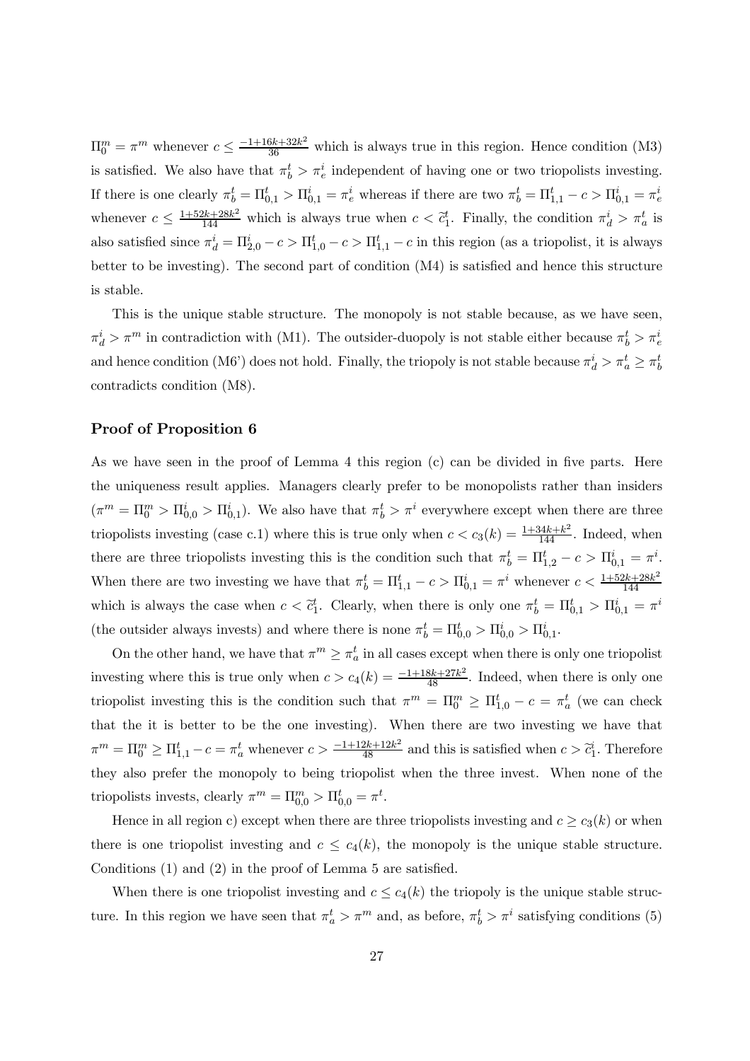$\Pi_0^m = \pi^m$ whenever $c \leq \frac{-1+16k+32k^2}{36}$ which is always true in this region. Hence condition (M3) is satisfied. We also have that $\pi_b^t > \pi_e^i$ independent of having one or two triopolists investing. If there is one clearly $\pi_b^t = \Pi_{0,1}^t > \Pi_{0,1}^i = \pi_e^i$ whereas if there are two $\pi_b^t = \Pi_{1,1}^t - c > \Pi_{0,1}^i = \pi_e^i$ whenever $c \leq \frac{1+52k+28k^2}{144}$ which is always true when $c < \widetilde{c}_1^t$. Finally, the condition $\pi_d^i > \pi_a^t$ is also satisfied since $\pi_d^i = \Pi_{2,0}^i - c > \Pi_{1,0}^t - c > \Pi_{1,1}^t - c$ in this region (as a triopolist, it is always better to be investing). The second part of condition (M4) is satisfied and hence this structure is stable.

This is the unique stable structure. The monopoly is not stable because, as we have seen, $\pi_d^i > \pi^m$ in contradiction with (M1). The outsider-duopoly is not stable either because $\pi_b^t > \pi_e^i$ and hence condition (M6') does not hold. Finally, the triopoly is not stable because $\pi_d^i > \pi_a^t \geq \pi_b^t$ contradicts condition (M8).

### Proof of Proposition 6

As we have seen in the proof of Lemma 4 this region (c) can be divided in five parts. Here the uniqueness result applies. Managers clearly prefer to be monopolists rather than insiders ($\pi^m = \Pi_0^m > \Pi_{0,0}^i > \Pi_{0,1}^i$). We also have that $\pi_b^t > \pi^i$ everywhere except when there are three triopolists investing (case c.1) where this is true only when $c < c_3(k) = \frac{1+34k+k^2}{144}$. Indeed, when there are three triopolists investing this is the condition such that $\pi_b^t = \Pi_{1,2}^t - c > \Pi_{0,1}^i = \pi^i$. When there are two investing we have that $\pi_b^t = \Pi_{1,1}^t - c > \Pi_{0,1}^i = \pi^i$ whenever $c < \frac{1+52k+28k^2}{144}$ which is always the case when $c < \widetilde{c}_1^t$. Clearly, when there is only one $\pi_b^t = \Pi_{0,1}^t > \Pi_{0,1}^i = \pi^i$ (the outsider always invests) and where there is none $\pi_b^t = \Pi_{0,0}^t > \Pi_{0,0}^i > \Pi_{0,1}^i$.

On the other hand, we have that $\pi^m \geq \pi_a^t$ in all cases except when there is only one triopolist investing where this is true only when $c > c_4(k) = \frac{-1+18k+27k^2}{48}$. Indeed, when there is only one triopolist investing this is the condition such that $\pi^m = \Pi_0^m \geq \Pi_{1,0}^t - c = \pi_a^t$ (we can check that the it is better to be the one investing). When there are two investing we have that $\pi^m = \Pi_0^m \geq \Pi_{1,1}^t - c = \pi_a^t$ whenever $c > \frac{-1+12k+12k^2}{48}$ and this is satisfied when $c > \widetilde{c}_1^i$. Therefore they also prefer the monopoly to being triopolist when the three invest. When none of the triopolists invests, clearly $\pi^m = \Pi_{0,0}^m > \Pi_{0,0}^t = \pi^t$.

Hence in all region c) except when there are three triopolists investing and $c \geq c_3(k)$ or when there is one triopolist investing and $c \leq c_4(k)$, the monopoly is the unique stable structure. Conditions (1) and (2) in the proof of Lemma 5 are satisfied.

When there is one triopolist investing and $c \leq c_4(k)$ the triopoly is the unique stable structure. In this region we have seen that $\pi_a^t > \pi^m$ and, as before, $\pi_b^t > \pi^i$ satisfying conditions (5)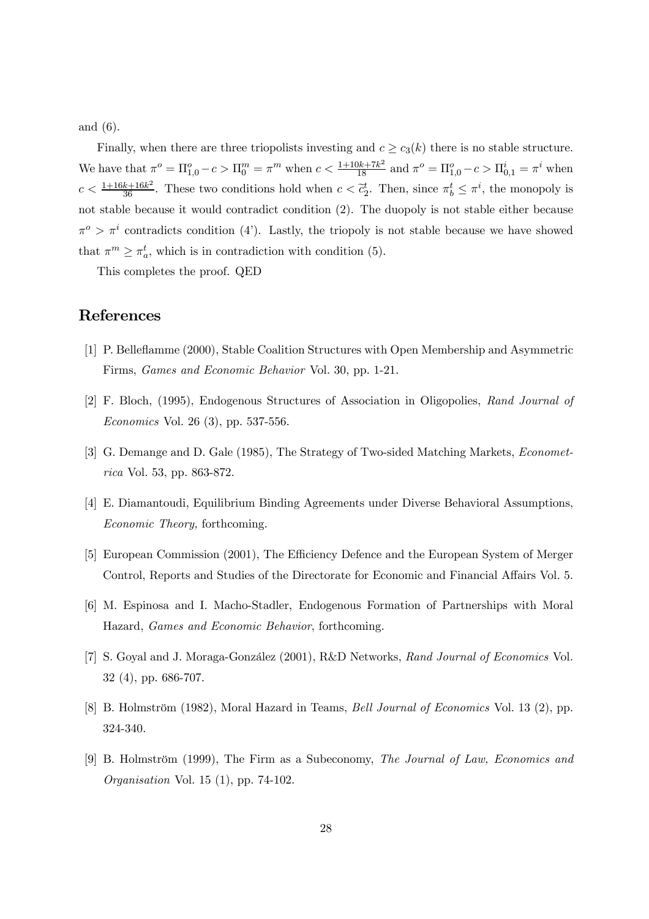and (6).

Finally, when there are three triopolists investing and $c \geq c_3(k)$ there is no stable structure. We have that $\pi^o = \Pi^o_{1,0} - c > \Pi^m_0 = \pi^m$ when $c < \frac{1+10k+7k^2}{18}$ and $\pi^o = \Pi^o_{1,0} - c > \Pi^i_{0,1} = \pi^i$ when $c < \frac{1+16k+16k^2}{36}$. These two conditions hold when $c < \widetilde{c}^t_2$. Then, since $\pi^t_b \leq \pi^i$, the monopoly is not stable because it would contradict condition (2). The duopoly is not stable either because $\pi^o > \pi^i$ contradicts condition (4'). Lastly, the triopoly is not stable because we have showed that $\pi^m \geq \pi^t_a$, which is in contradiction with condition (5).

This completes the proof. QED

# References

[1] P. Belleflamme (2000), Stable Coalition Structures with Open Membership and Asymmetric Firms, *Games and Economic Behavior* Vol. 30, pp. 1-21.

[2] F. Bloch, (1995), Endogenous Structures of Association in Oligopolies, *Rand Journal of Economics* Vol. 26 (3), pp. 537-556.

[3] G. Demange and D. Gale (1985), The Strategy of Two-sided Matching Markets, *Econometrica* Vol. 53, pp. 863-872.

[4] E. Diamantoudi, Equilibrium Binding Agreements under Diverse Behavioral Assumptions, *Economic Theory,* forthcoming.

[5] European Commission (2001), The Efficiency Defence and the European System of Merger Control, Reports and Studies of the Directorate for Economic and Financial Affairs Vol. 5.

[6] M. Espinosa and I. Macho-Stadler, Endogenous Formation of Partnerships with Moral Hazard, *Games and Economic Behavior*, forthcoming.

[7] S. Goyal and J. Moraga-González (2001), R&D Networks, *Rand Journal of Economics* Vol. 32 (4), pp. 686-707.

[8] B. Holmström (1982), Moral Hazard in Teams, *Bell Journal of Economics* Vol. 13 (2), pp. 324-340.

[9] B. Holmström (1999), The Firm as a Subeconomy, *The Journal of Law, Economics and Organisation* Vol. 15 (1), pp. 74-102.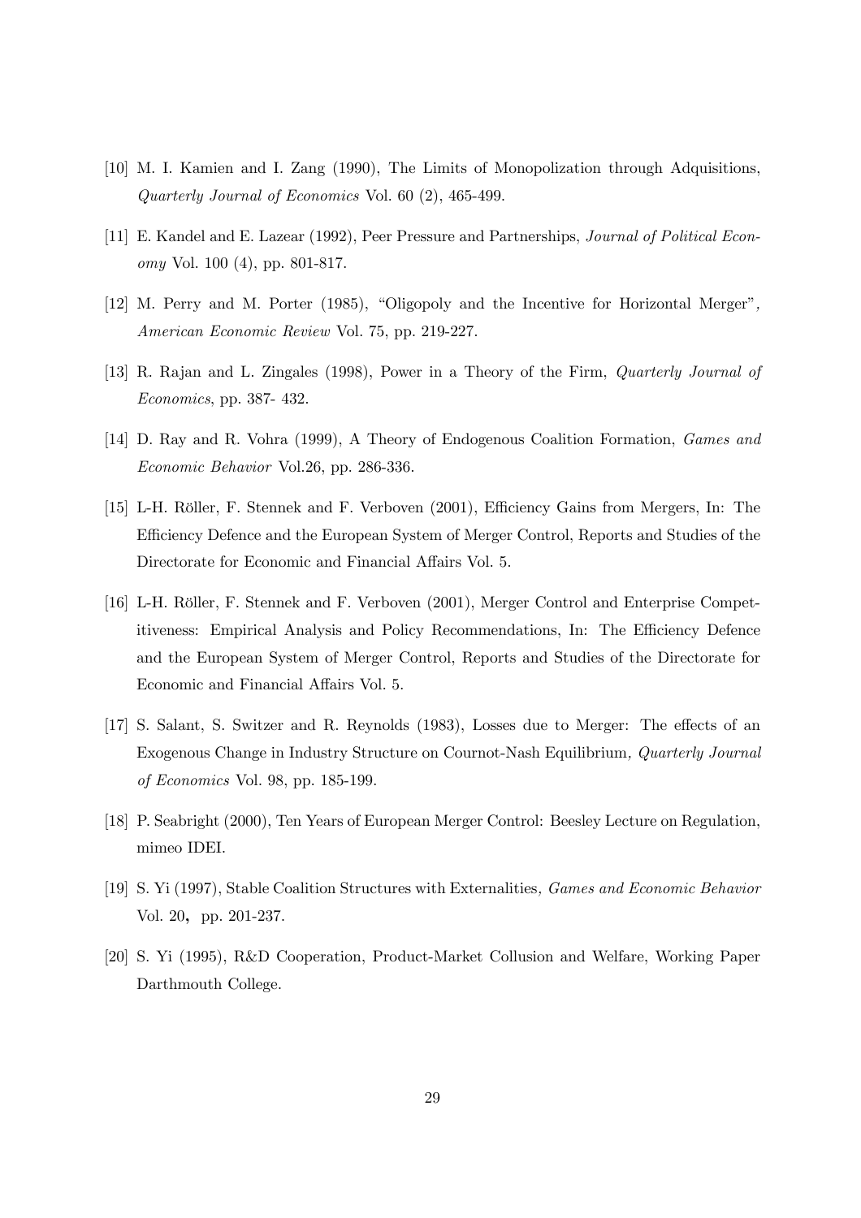[10] M. I. Kamien and I. Zang (1990), The Limits of Monopolization through Adquisitions, *Quarterly Journal of Economics* Vol. 60 (2), 465-499.

[11] E. Kandel and E. Lazear (1992), Peer Pressure and Partnerships, *Journal of Political Economy* Vol. 100 (4), pp. 801-817.

[12] M. Perry and M. Porter (1985), "Oligopoly and the Incentive for Horizontal Merger", *American Economic Review* Vol. 75, pp. 219-227.

[13] R. Rajan and L. Zingales (1998), Power in a Theory of the Firm, *Quarterly Journal of Economics*, pp. 387- 432.

[14] D. Ray and R. Vohra (1999), A Theory of Endogenous Coalition Formation, *Games and Economic Behavior* Vol.26, pp. 286-336.

[15] L-H. Röller, F. Stennek and F. Verboven (2001), Efficiency Gains from Mergers, In: The Efficiency Defence and the European System of Merger Control, Reports and Studies of the Directorate for Economic and Financial Affairs Vol. 5.

[16] L-H. Röller, F. Stennek and F. Verboven (2001), Merger Control and Enterprise Competitiveness: Empirical Analysis and Policy Recommendations, In: The Efficiency Defence and the European System of Merger Control, Reports and Studies of the Directorate for Economic and Financial Affairs Vol. 5.

[17] S. Salant, S. Switzer and R. Reynolds (1983), Losses due to Merger: The effects of an Exogenous Change in Industry Structure on Cournot-Nash Equilibrium, *Quarterly Journal of Economics* Vol. 98, pp. 185-199.

[18] P. Seabright (2000), Ten Years of European Merger Control: Beesley Lecture on Regulation, mimeo IDEI.

[19] S. Yi (1997), Stable Coalition Structures with Externalities, *Games and Economic Behavior* Vol. 20, pp. 201-237.

[20] S. Yi (1995), R&D Cooperation, Product-Market Collusion and Welfare, Working Paper Darthmouth College.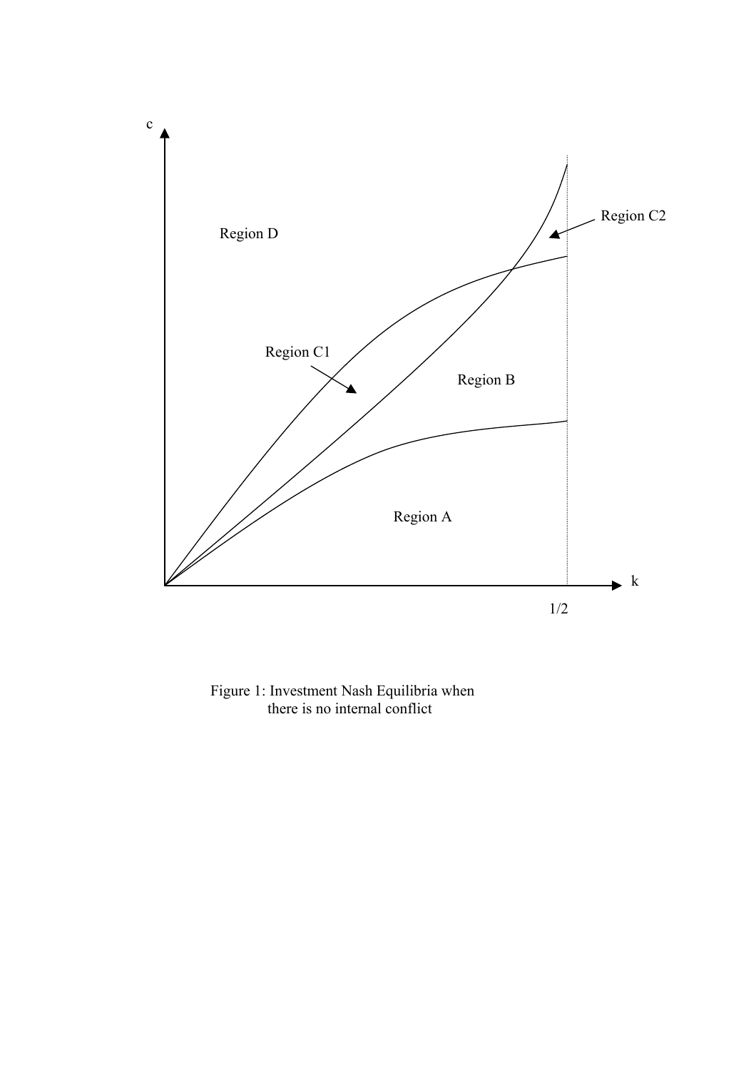Figure 1: Investment Nash Equilibria when there is no internal conflict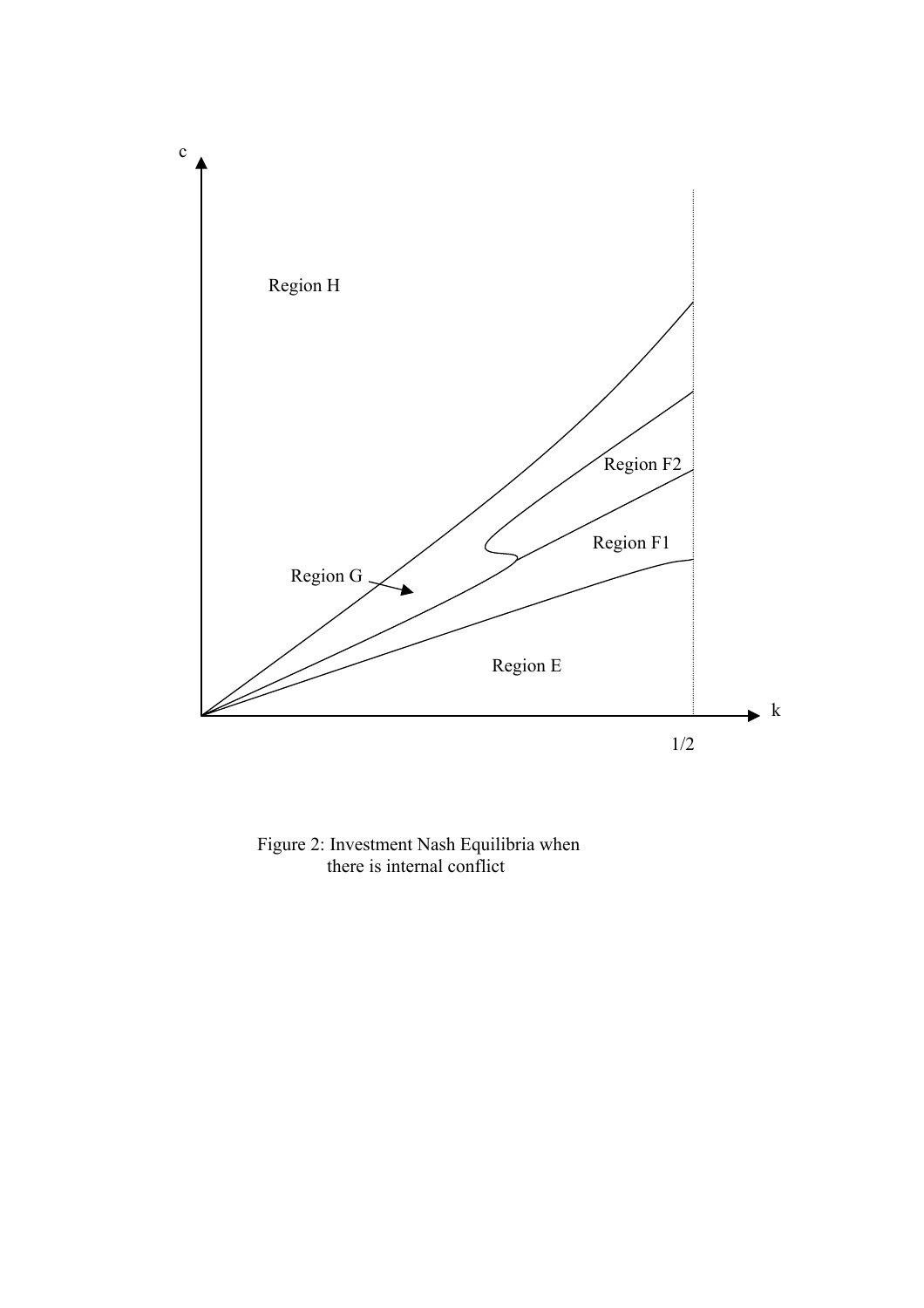Figure 2: Investment Nash Equilibria when there is internal conflict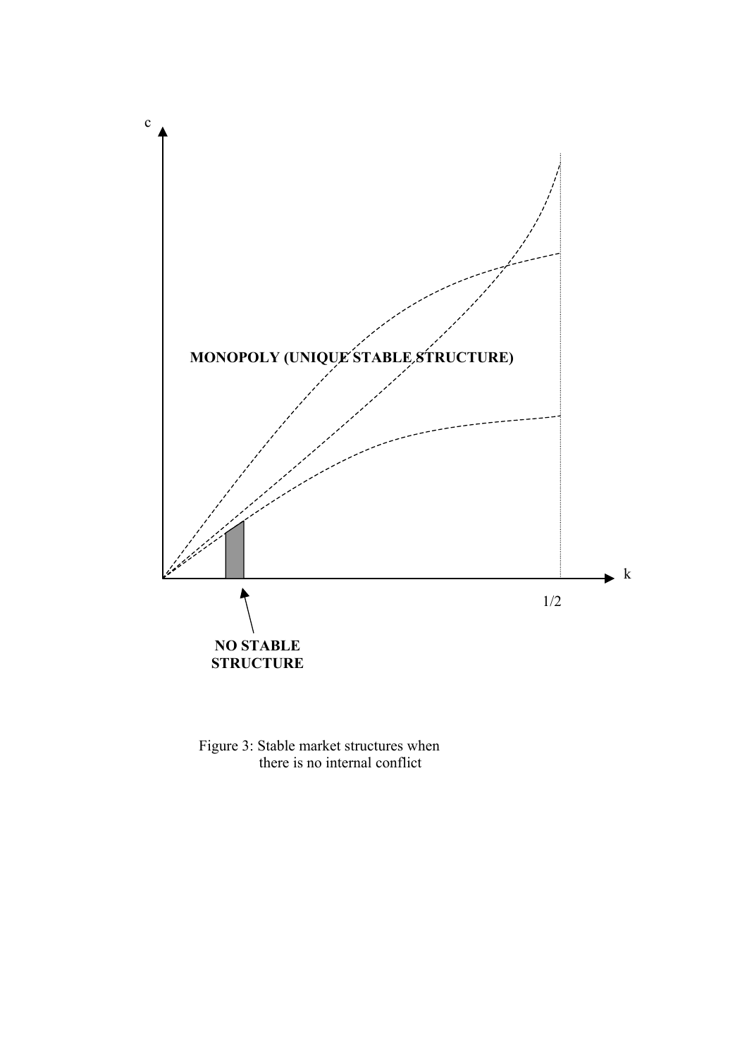c

MONOPOLY (UNIQUE STABLE STRUCTURE)

k

1/2

NO STABLE STRUCTURE

Figure 3: Stable market structures when there is no internal conflict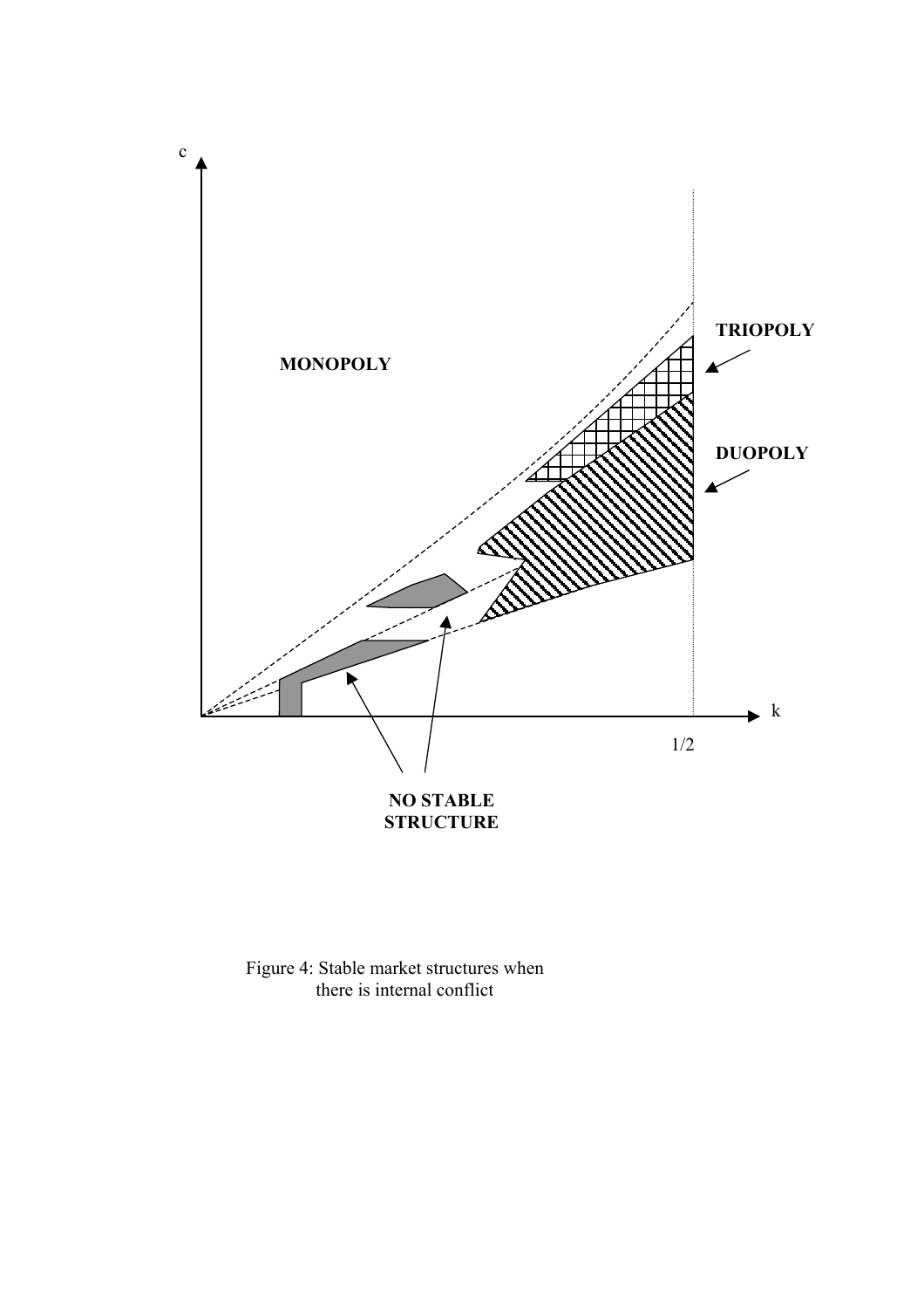Figure 4: Stable market structures when there is internal conflict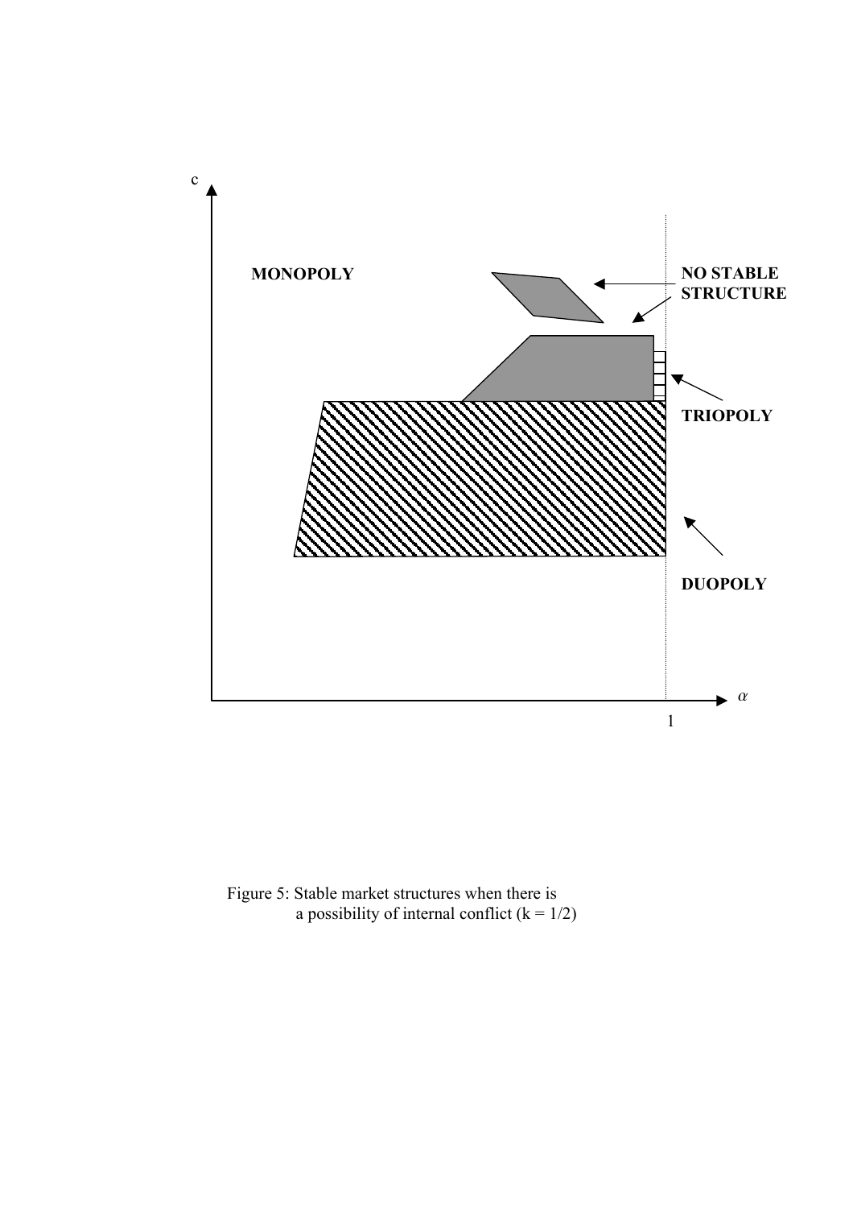Figure 5: Stable market structures when there is a possibility of internal conflict ($k = 1/2$)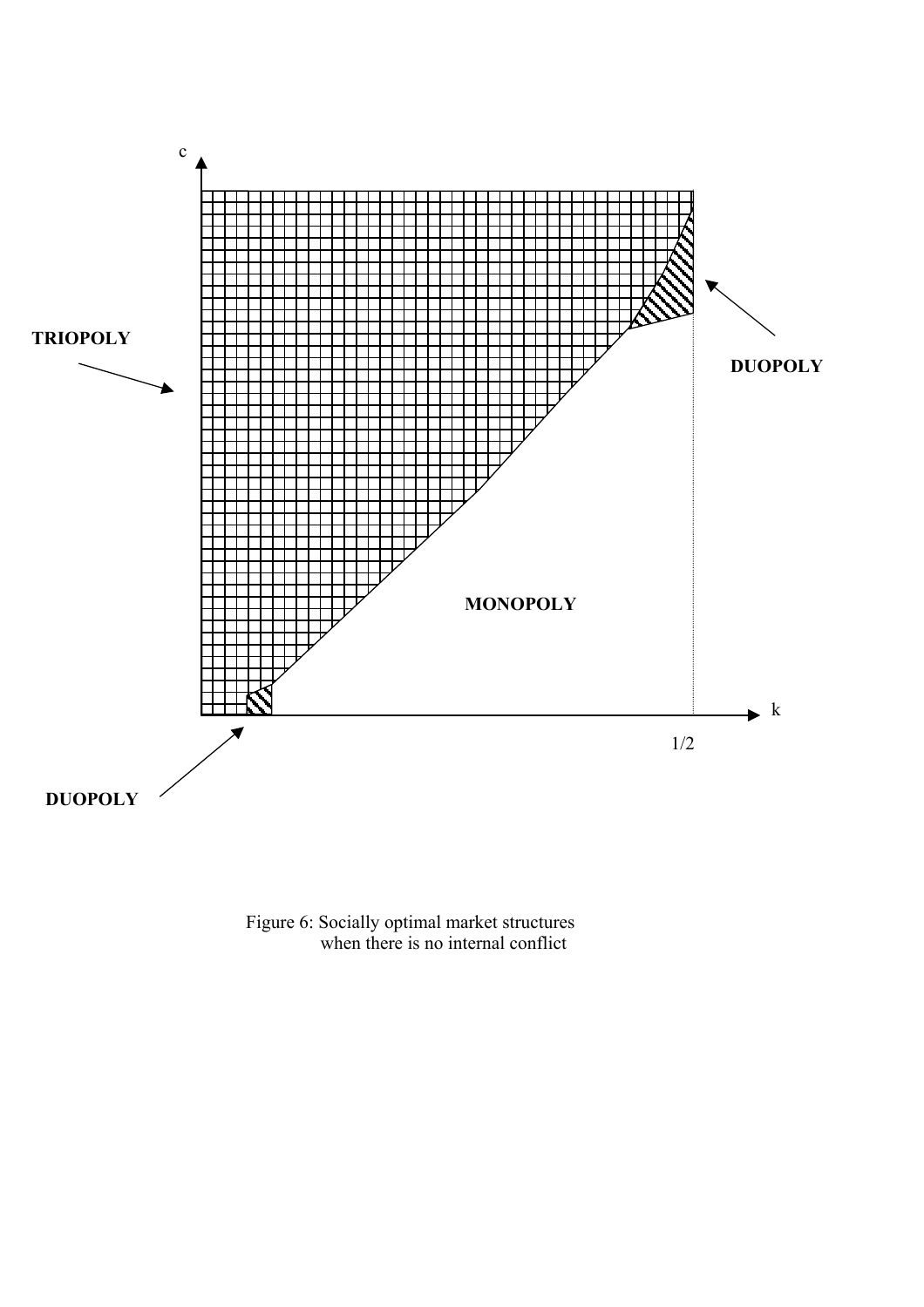Figure 6: Socially optimal market structures when there is no internal conflict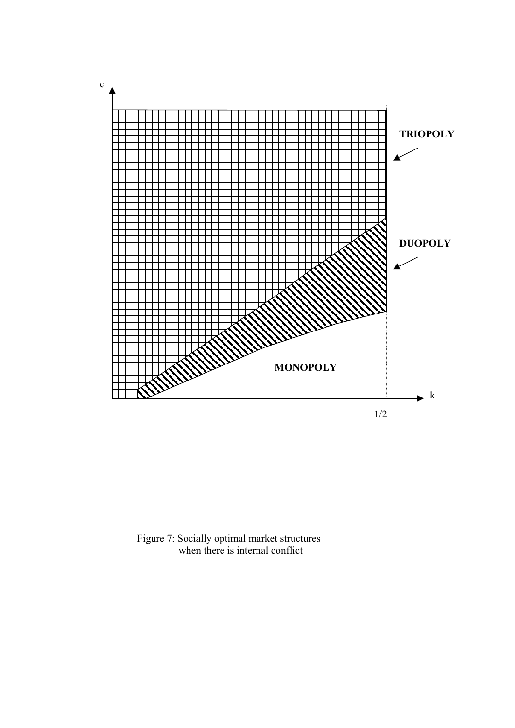c

TRIOPOLY

DUOPOLY

MONOPOLY

k

1/2

Figure 7: Socially optimal market structures
when there is internal conflict